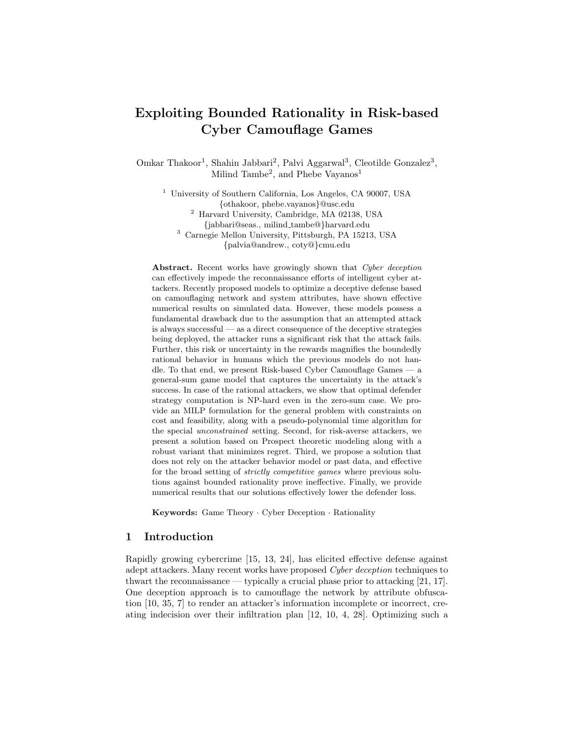# Exploiting Bounded Rationality in Risk-based Cyber Camouflage Games

Omkar Thakoor[1], Shahin Jabbari[2], Palvi Aggarwal[3], Cleotilde Gonzalez[3], Milind Tambe[2], and Phebe Vayanos[1]

[1] University of Southern California, Los Angeles, CA 90007, USA
{othakoor, phebe.vayanos}@usc.edu

[2] Harvard University, Cambridge, MA 02138, USA
{jabbari@seas., milind_tambe@}harvard.edu

[3] Carnegie Mellon University, Pittsburgh, PA 15213, USA
{palvia@andrew., coty@}cmu.edu

**Abstract.** Recent works have growingly shown that *Cyber deception* can effectively impede the reconnaissance efforts of intelligent cyber attackers. Recently proposed models to optimize a deceptive defense based on camouflaging network and system attributes, have shown effective numerical results on simulated data. However, these models possess a fundamental drawback due to the assumption that an attempted attack is always successful — as a direct consequence of the deceptive strategies being deployed, the attacker runs a significant risk that the attack fails. Further, this risk or uncertainty in the rewards magnifies the boundedly rational behavior in humans which the previous models do not handle. To that end, we present Risk-based Cyber Camouflage Games — a general-sum game model that captures the uncertainty in the attack's success. In case of the rational attackers, we show that optimal defender strategy computation is NP-hard even in the zero-sum case. We provide an MILP formulation for the general problem with constraints on cost and feasibility, along with a pseudo-polynomial time algorithm for the special *unconstrained* setting. Second, for risk-averse attackers, we present a solution based on Prospect theoretic modeling along with a robust variant that minimizes regret. Third, we propose a solution that does not rely on the attacker behavior model or past data, and effective for the broad setting of *strictly competitive games* where previous solutions against bounded rationality prove ineffective. Finally, we provide numerical results that our solutions effectively lower the defender loss.

**Keywords:** Game Theory · Cyber Deception · Rationality

## 1 Introduction

Rapidly growing cybercrime [15, 13, 24], has elicited effective defense against adept attackers. Many recent works have proposed *Cyber deception* techniques to thwart the reconnaissance — typically a crucial phase prior to attacking [21, 17]. One deception approach is to camouflage the network by attribute obfuscation [10, 35, 7] to render an attacker's information incomplete or incorrect, creating indecision over their infiltration plan [12, 10, 4, 28]. Optimizing such a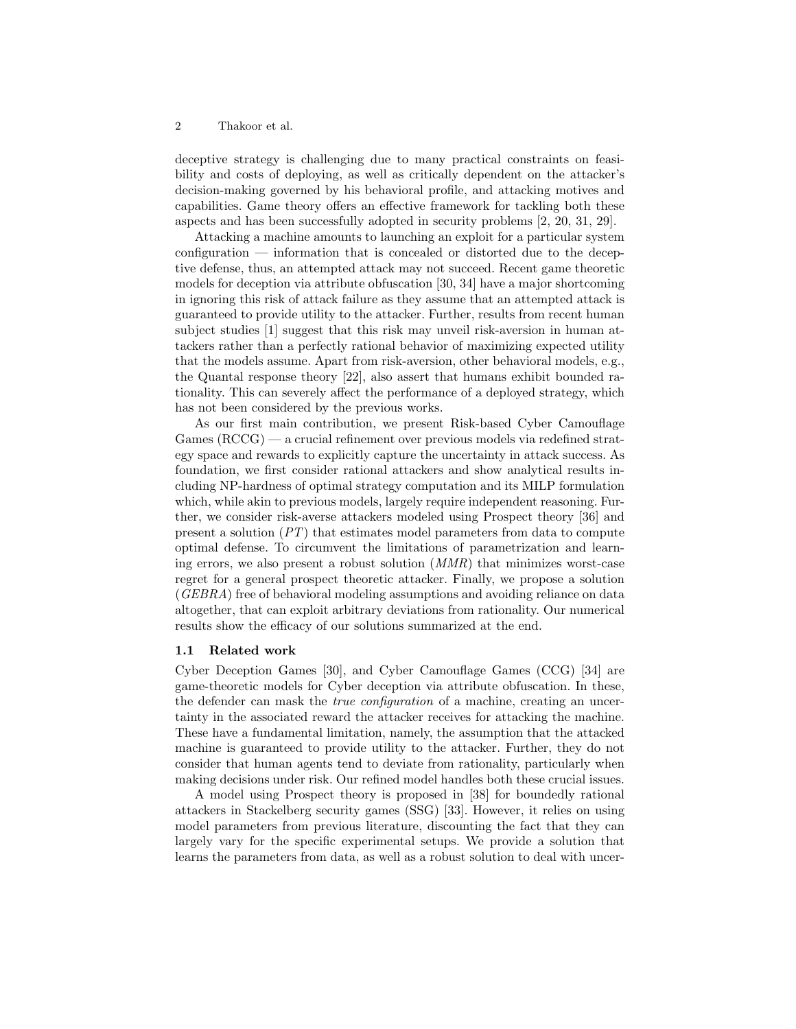deceptive strategy is challenging due to many practical constraints on feasibility and costs of deploying, as well as critically dependent on the attacker's decision-making governed by his behavioral profile, and attacking motives and capabilities. Game theory offers an effective framework for tackling both these aspects and has been successfully adopted in security problems [2, 20, 31, 29].

Attacking a machine amounts to launching an exploit for a particular system configuration — information that is concealed or distorted due to the deceptive defense, thus, an attempted attack may not succeed. Recent game theoretic models for deception via attribute obfuscation [30, 34] have a major shortcoming in ignoring this risk of attack failure as they assume that an attempted attack is guaranteed to provide utility to the attacker. Further, results from recent human subject studies [1] suggest that this risk may unveil risk-aversion in human attackers rather than a perfectly rational behavior of maximizing expected utility that the models assume. Apart from risk-aversion, other behavioral models, e.g., the Quantal response theory [22], also assert that humans exhibit bounded rationality. This can severely affect the performance of a deployed strategy, which has not been considered by the previous works.

As our first main contribution, we present Risk-based Cyber Camouflage Games (RCCG) — a crucial refinement over previous models via redefined strategy space and rewards to explicitly capture the uncertainty in attack success. As foundation, we first consider rational attackers and show analytical results including NP-hardness of optimal strategy computation and its MILP formulation which, while akin to previous models, largely require independent reasoning. Further, we consider risk-averse attackers modeled using Prospect theory [36] and present a solution ($PT$) that estimates model parameters from data to compute optimal defense. To circumvent the limitations of parametrization and learning errors, we also present a robust solution ($MMR$) that minimizes worst-case regret for a general prospect theoretic attacker. Finally, we propose a solution ($GEBRA$) free of behavioral modeling assumptions and avoiding reliance on data altogether, that can exploit arbitrary deviations from rationality. Our numerical results show the efficacy of our solutions summarized at the end.

### 1.1 Related work

Cyber Deception Games [30], and Cyber Camouflage Games (CCG) [34] are game-theoretic models for Cyber deception via attribute obfuscation. In these, the defender can mask the *true configuration* of a machine, creating an uncertainty in the associated reward the attacker receives for attacking the machine. These have a fundamental limitation, namely, the assumption that the attacked machine is guaranteed to provide utility to the attacker. Further, they do not consider that human agents tend to deviate from rationality, particularly when making decisions under risk. Our refined model handles both these crucial issues.

A model using Prospect theory is proposed in [38] for boundedly rational attackers in Stackelberg security games (SSG) [33]. However, it relies on using model parameters from previous literature, discounting the fact that they can largely vary for the specific experimental setups. We provide a solution that learns the parameters from data, as well as a robust solution to deal with uncer-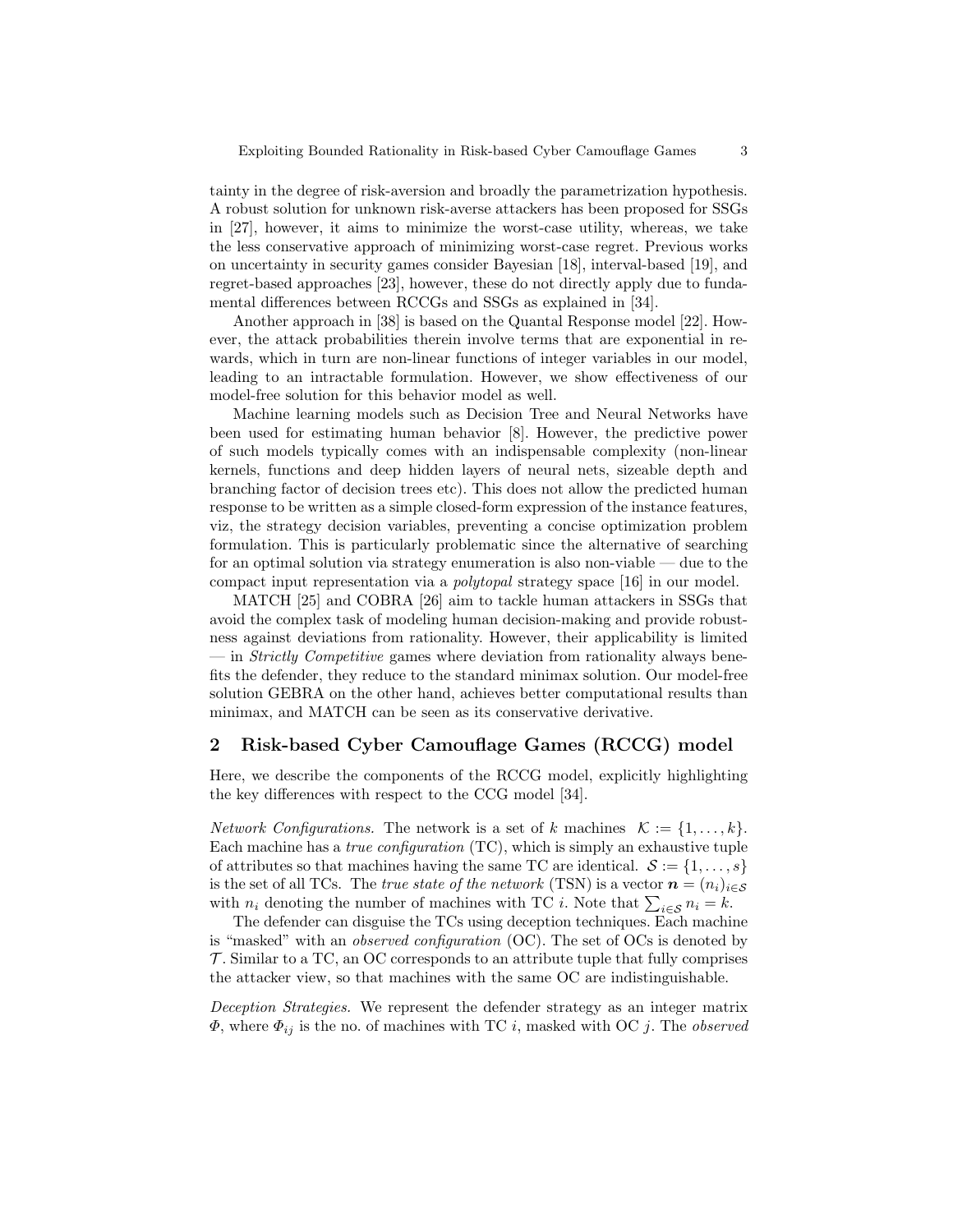tainty in the degree of risk-aversion and broadly the parametrization hypothesis. A robust solution for unknown risk-averse attackers has been proposed for SSGs in [27], however, it aims to minimize the worst-case utility, whereas, we take the less conservative approach of minimizing worst-case regret. Previous works on uncertainty in security games consider Bayesian [18], interval-based [19], and regret-based approaches [23], however, these do not directly apply due to fundamental differences between RCCGs and SSGs as explained in [34].

Another approach in [38] is based on the Quantal Response model [22]. However, the attack probabilities therein involve terms that are exponential in rewards, which in turn are non-linear functions of integer variables in our model, leading to an intractable formulation. However, we show effectiveness of our model-free solution for this behavior model as well.

Machine learning models such as Decision Tree and Neural Networks have been used for estimating human behavior [8]. However, the predictive power of such models typically comes with an indispensable complexity (non-linear kernels, functions and deep hidden layers of neural nets, sizeable depth and branching factor of decision trees etc). This does not allow the predicted human response to be written as a simple closed-form expression of the instance features, viz, the strategy decision variables, preventing a concise optimization problem formulation. This is particularly problematic since the alternative of searching for an optimal solution via strategy enumeration is also non-viable — due to the compact input representation via a *polytopal* strategy space [16] in our model.

MATCH [25] and COBRA [26] aim to tackle human attackers in SSGs that avoid the complex task of modeling human decision-making and provide robustness against deviations from rationality. However, their applicability is limited — in *Strictly Competitive* games where deviation from rationality always benefits the defender, they reduce to the standard minimax solution. Our model-free solution GEBRA on the other hand, achieves better computational results than minimax, and MATCH can be seen as its conservative derivative.

## 2 Risk-based Cyber Camouflage Games (RCCG) model

Here, we describe the components of the RCCG model, explicitly highlighting the key differences with respect to the CCG model [34].

*Network Configurations.* The network is a set of $k$ machines $\mathcal{K} := \{1, \dots, k\}$. Each machine has a *true configuration* (TC), which is simply an exhaustive tuple of attributes so that machines having the same TC are identical. $\mathcal{S} := \{1, \dots, s\}$ is the set of all TCs. The *true state of the network* (TSN) is a vector $\boldsymbol{n} = (n_i)_{i \in \mathcal{S}}$ with $n_i$ denoting the number of machines with TC $i$. Note that $\sum_{i \in \mathcal{S}} n_i = k$.

The defender can disguise the TCs using deception techniques. Each machine is "masked" with an *observed configuration* (OC). The set of OCs is denoted by $\mathcal{T}$. Similar to a TC, an OC corresponds to an attribute tuple that fully comprises the attacker view, so that machines with the same OC are indistinguishable.

*Deception Strategies.* We represent the defender strategy as an integer matrix $\Phi$, where $\Phi_{ij}$ is the no. of machines with TC $i$, masked with OC $j$. The *observed*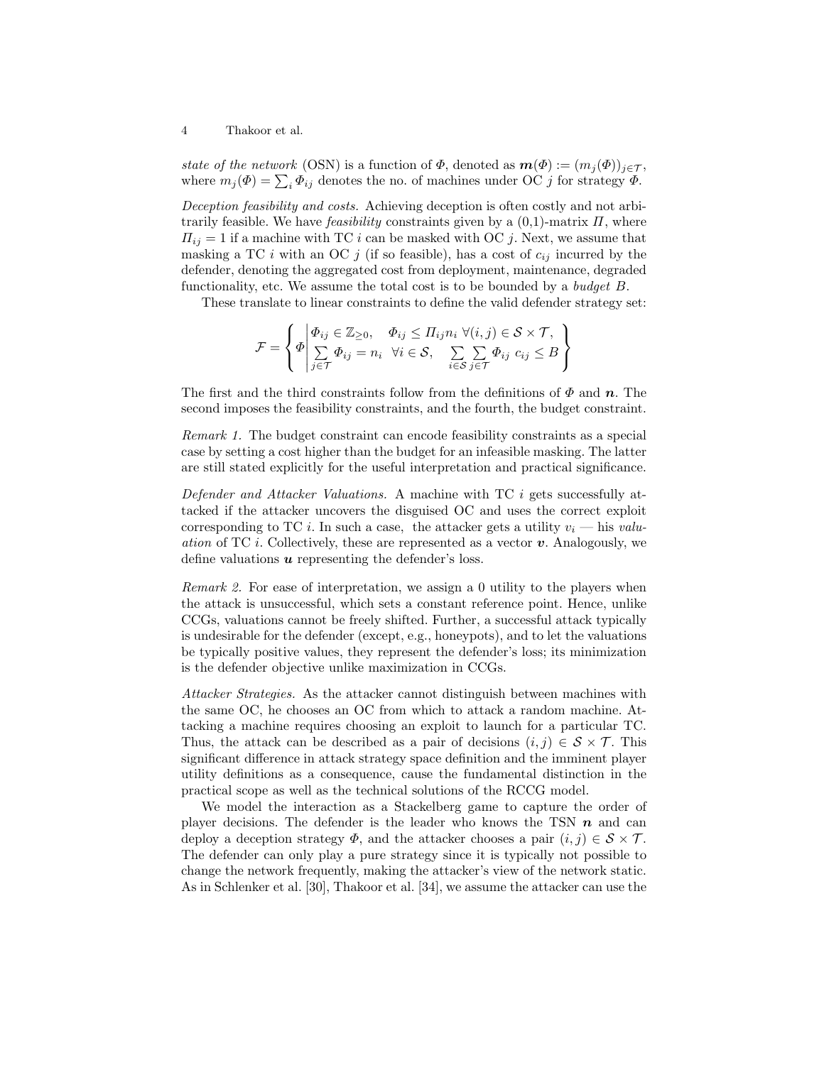*state of the network* (OSN) is a function of $\Phi$, denoted as $\boldsymbol{m}(\Phi) := (m_j(\Phi))_{j\in\mathcal{T}}$, where $m_j(\Phi) = \sum_i \Phi_{ij}$ denotes the no. of machines under OC $j$ for strategy $\Phi$.

*Deception feasibility and costs.* Achieving deception is often costly and not arbitrarily feasible. We have *feasibility* constraints given by a (0,1)-matrix $\Pi$, where $\Pi_{ij} = 1$ if a machine with TC $i$ can be masked with OC $j$. Next, we assume that masking a TC $i$ with an OC $j$ (if so feasible), has a cost of $c_{ij}$ incurred by the defender, denoting the aggregated cost from deployment, maintenance, degraded functionality, etc. We assume the total cost is to be bounded by a *budget* $B$.

These translate to linear constraints to define the valid defender strategy set:

$$\mathcal{F} = \left\{ \Phi \,\middle|\, \begin{array}{l} \Phi_{ij} \in \mathbb{Z}_{\geq 0}, \quad \Phi_{ij} \leq \Pi_{ij} n_i \ \forall (i,j) \in \mathcal{S} \times \mathcal{T}, \\ \sum\limits_{j\in\mathcal{T}} \Phi_{ij} = n_i \ \ \forall i \in \mathcal{S}, \quad \sum\limits_{i\in\mathcal{S}} \sum\limits_{j\in\mathcal{T}} \Phi_{ij}\ c_{ij} \leq B \end{array} \right\}$$

The first and the third constraints follow from the definitions of $\Phi$ and $\boldsymbol{n}$. The second imposes the feasibility constraints, and the fourth, the budget constraint.

*Remark 1.* The budget constraint can encode feasibility constraints as a special case by setting a cost higher than the budget for an infeasible masking. The latter are still stated explicitly for the useful interpretation and practical significance.

*Defender and Attacker Valuations.* A machine with TC $i$ gets successfully attacked if the attacker uncovers the disguised OC and uses the correct exploit corresponding to TC $i$. In such a case, the attacker gets a utility $v_i$ — his *valuation* of TC $i$. Collectively, these are represented as a vector $\boldsymbol{v}$. Analogously, we define valuations $\boldsymbol{u}$ representing the defender's loss.

*Remark 2.* For ease of interpretation, we assign a 0 utility to the players when the attack is unsuccessful, which sets a constant reference point. Hence, unlike CCGs, valuations cannot be freely shifted. Further, a successful attack typically is undesirable for the defender (except, e.g., honeypots), and to let the valuations be typically positive values, they represent the defender's loss; its minimization is the defender objective unlike maximization in CCGs.

*Attacker Strategies.* As the attacker cannot distinguish between machines with the same OC, he chooses an OC from which to attack a random machine. Attacking a machine requires choosing an exploit to launch for a particular TC. Thus, the attack can be described as a pair of decisions $(i, j) \in \mathcal{S} \times \mathcal{T}$. This significant difference in attack strategy space definition and the imminent player utility definitions as a consequence, cause the fundamental distinction in the practical scope as well as the technical solutions of the RCCG model.

We model the interaction as a Stackelberg game to capture the order of player decisions. The defender is the leader who knows the TSN $\boldsymbol{n}$ and can deploy a deception strategy $\Phi$, and the attacker chooses a pair $(i, j) \in \mathcal{S} \times \mathcal{T}$. The defender can only play a pure strategy since it is typically not possible to change the network frequently, making the attacker's view of the network static. As in Schlenker et al. [30], Thakoor et al. [34], we assume the attacker can use the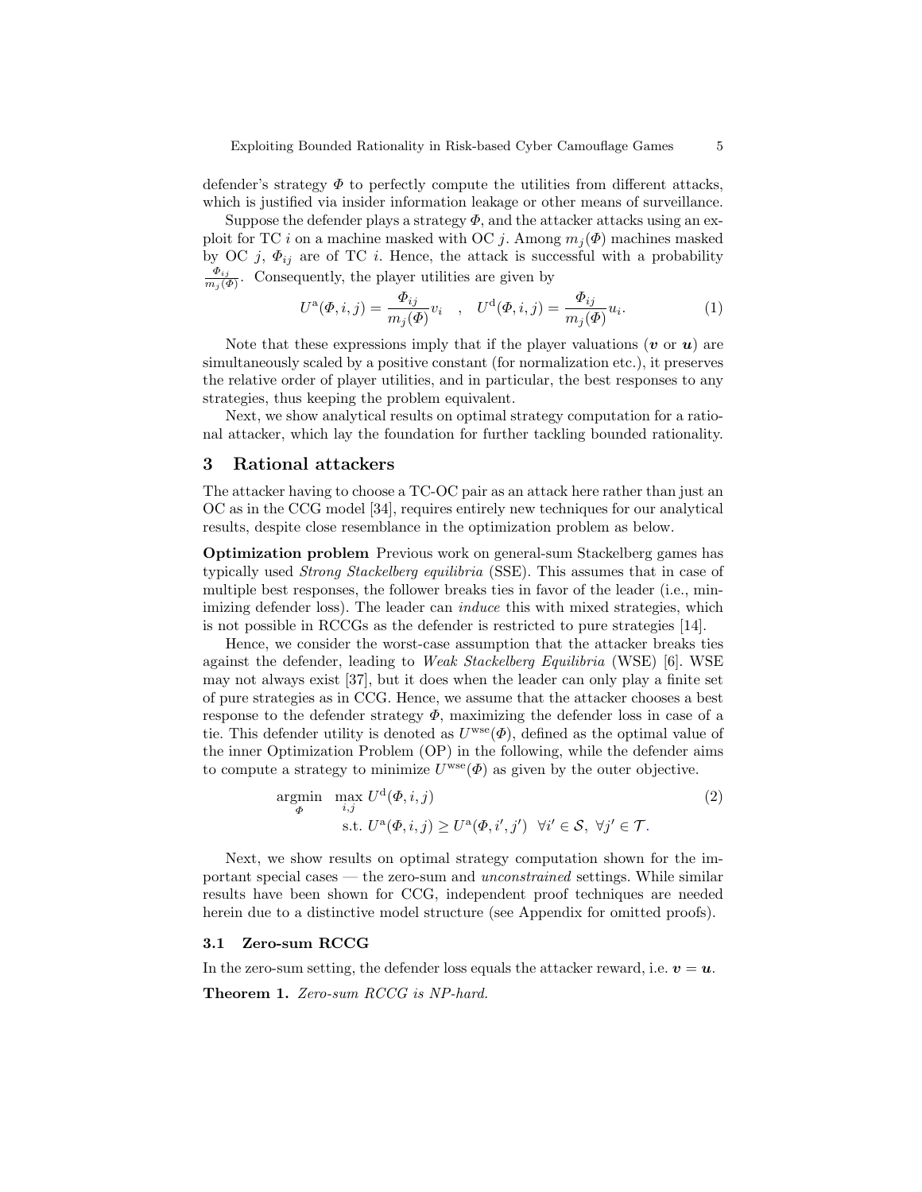defender's strategy $\Phi$ to perfectly compute the utilities from different attacks, which is justified via insider information leakage or other means of surveillance.

Suppose the defender plays a strategy $\Phi$, and the attacker attacks using an exploit for TC $i$ on a machine masked with OC $j$. Among $m_j(\Phi)$ machines masked by OC $j$, $\Phi_{ij}$ are of TC $i$. Hence, the attack is successful with a probability $\frac{\Phi_{ij}}{m_j(\Phi)}$. Consequently, the player utilities are given by

$$U^{\mathrm{a}}(\Phi, i, j) = \frac{\Phi_{ij}}{m_j(\Phi)} v_i \quad , \quad U^{\mathrm{d}}(\Phi, i, j) = \frac{\Phi_{ij}}{m_j(\Phi)} u_i. \tag{1}$$

Note that these expressions imply that if the player valuations ($\boldsymbol{v}$ or $\boldsymbol{u}$) are simultaneously scaled by a positive constant (for normalization etc.), it preserves the relative order of player utilities, and in particular, the best responses to any strategies, thus keeping the problem equivalent.

Next, we show analytical results on optimal strategy computation for a rational attacker, which lay the foundation for further tackling bounded rationality.

## 3 Rational attackers

The attacker having to choose a TC-OC pair as an attack here rather than just an OC as in the CCG model [34], requires entirely new techniques for our analytical results, despite close resemblance in the optimization problem as below.

**Optimization problem** Previous work on general-sum Stackelberg games has typically used *Strong Stackelberg equilibria* (SSE). This assumes that in case of multiple best responses, the follower breaks ties in favor of the leader (i.e., minimizing defender loss). The leader can *induce* this with mixed strategies, which is not possible in RCCGs as the defender is restricted to pure strategies [14].

Hence, we consider the worst-case assumption that the attacker breaks ties against the defender, leading to *Weak Stackelberg Equilibria* (WSE) [6]. WSE may not always exist [37], but it does when the leader can only play a finite set of pure strategies as in CCG. Hence, we assume that the attacker chooses a best response to the defender strategy $\Phi$, maximizing the defender loss in case of a tie. This defender utility is denoted as $U^{\mathrm{wse}}(\Phi)$, defined as the optimal value of the inner Optimization Problem (OP) in the following, while the defender aims to compute a strategy to minimize $U^{\mathrm{wse}}(\Phi)$ as given by the outer objective.

$$\begin{aligned} \underset{\Phi}{\operatorname{argmin}} \quad & \max_{i,j} U^{\mathrm{d}}(\Phi, i, j) \\ & \text{s.t. } U^{\mathrm{a}}(\Phi, i, j) \geq U^{\mathrm{a}}(\Phi, i', j') \quad \forall i' \in \mathcal{S}, \ \forall j' \in \mathcal{T}. \end{aligned} \tag{2}$$

Next, we show results on optimal strategy computation shown for the important special cases — the zero-sum and *unconstrained* settings. While similar results have been shown for CCG, independent proof techniques are needed herein due to a distinctive model structure (see Appendix for omitted proofs).

### 3.1 Zero-sum RCCG

In the zero-sum setting, the defender loss equals the attacker reward, i.e. $\boldsymbol{v} = \boldsymbol{u}$.

**Theorem 1.** *Zero-sum RCCG is NP-hard.*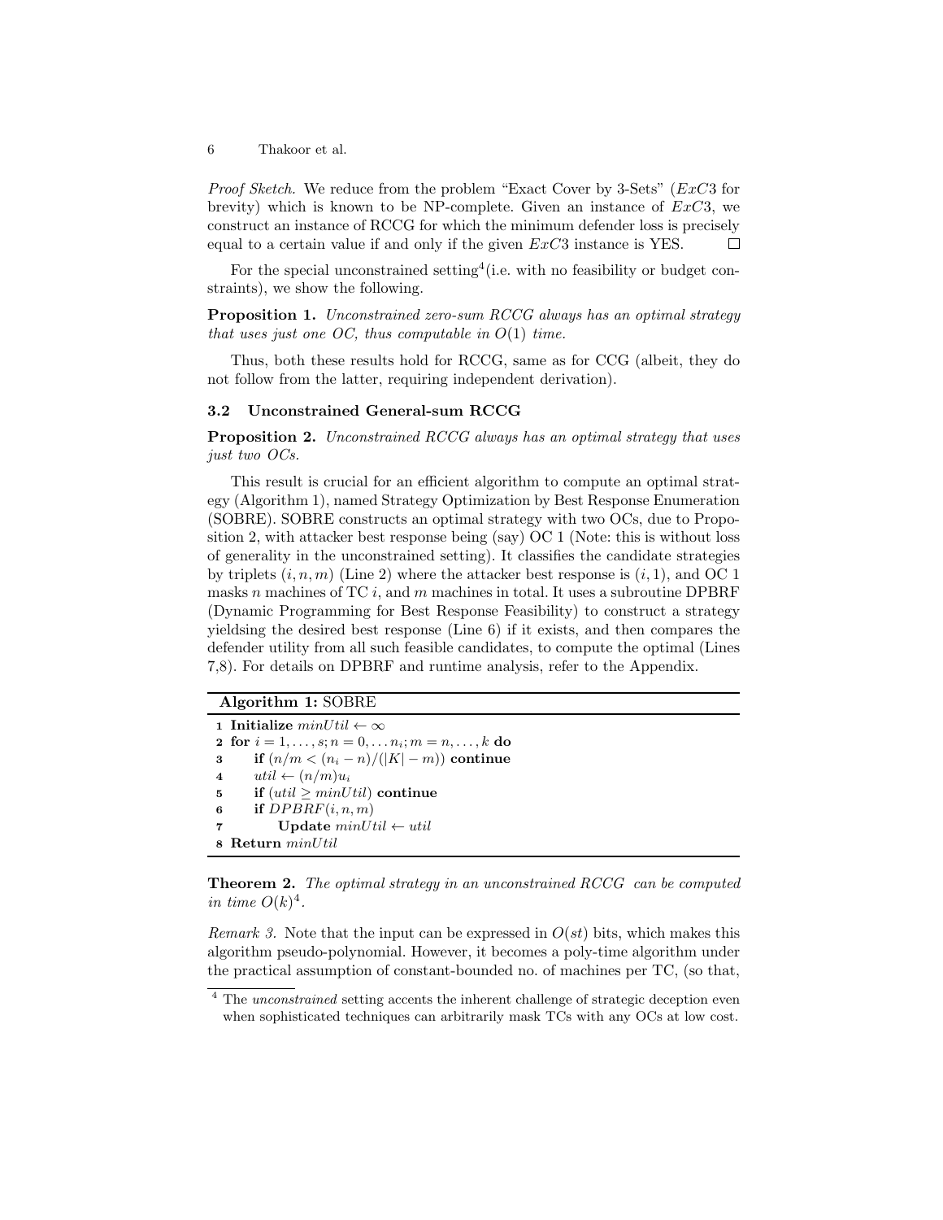*Proof Sketch.* We reduce from the problem "Exact Cover by 3-Sets" ($ExC3$ for brevity) which is known to be NP-complete. Given an instance of $ExC3$, we construct an instance of RCCG for which the minimum defender loss is precisely equal to a certain value if and only if the given $ExC3$ instance is YES. □

For the special unconstrained setting[4] (i.e. with no feasibility or budget constraints), we show the following.

**Proposition 1.** *Unconstrained zero-sum RCCG always has an optimal strategy that uses just one OC, thus computable in $O(1)$ time.*

Thus, both these results hold for RCCG, same as for CCG (albeit, they do not follow from the latter, requiring independent derivation).

### 3.2 Unconstrained General-sum RCCG

**Proposition 2.** *Unconstrained RCCG always has an optimal strategy that uses just two OCs.*

This result is crucial for an efficient algorithm to compute an optimal strategy (Algorithm 1), named Strategy Optimization by Best Response Enumeration (SOBRE). SOBRE constructs an optimal strategy with two OCs, due to Proposition 2, with attacker best response being (say) OC 1 (Note: this is without loss of generality in the unconstrained setting). It classifies the candidate strategies by triplets $(i, n, m)$ (Line 2) where the attacker best response is $(i, 1)$, and OC 1 masks $n$ machines of TC $i$, and $m$ machines in total. It uses a subroutine DPBRF (Dynamic Programming for Best Response Feasibility) to construct a strategy yieldsing the desired best response (Line 6) if it exists, and then compares the defender utility from all such feasible candidates, to compute the optimal (Lines 7,8). For details on DPBRF and runtime analysis, refer to the Appendix.

**Algorithm 1:** SOBRE

```
1 Initialize minUtil ← ∞
2 for i = 1,...,s; n = 0,...n_i; m = n,...,k do
3     if (n/m < (n_i − n)/(|K| − m)) continue
4     util ← (n/m)u_i
5     if (util ≥ minUtil) continue
6     if DPBRF(i, n, m)
7         Update minUtil ← util
8 Return minUtil
```

**Theorem 2.** *The optimal strategy in an unconstrained RCCG can be computed in time $O(k)^4$.*

*Remark 3.* Note that the input can be expressed in $O(st)$ bits, which makes this algorithm pseudo-polynomial. However, it becomes a poly-time algorithm under the practical assumption of constant-bounded no. of machines per TC, (so that,

[4] The *unconstrained* setting accents the inherent challenge of strategic deception even when sophisticated techniques can arbitrarily mask TCs with any OCs at low cost.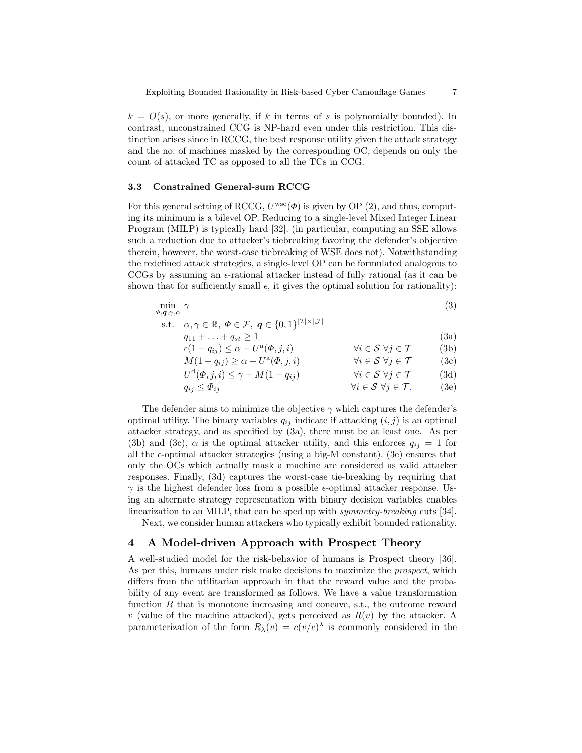$k = O(s)$, or more generally, if $k$ in terms of $s$ is polynomially bounded). In contrast, unconstrained CCG is NP-hard even under this restriction. This distinction arises since in RCCG, the best response utility given the attack strategy and the no. of machines masked by the corresponding OC, depends on only the count of attacked TC as opposed to all the TCs in CCG.

### 3.3 Constrained General-sum RCCG

For this general setting of RCCG, $U^{\text{wse}}(\Phi)$ is given by OP (2), and thus, computing its minimum is a bilevel OP. Reducing to a single-level Mixed Integer Linear Program (MILP) is typically hard [32]. (in particular, computing an SSE allows such a reduction due to attacker's tiebreaking favoring the defender's objective therein, however, the worst-case tiebreaking of WSE does not). Notwithstanding the redefined attack strategies, a single-level OP can be formulated analogous to CCGs by assuming an $\epsilon$-rational attacker instead of fully rational (as it can be shown that for sufficiently small $\epsilon$, it gives the optimal solution for rationality):

$$\min_{\Phi, \boldsymbol{q}, \gamma, \alpha} \; \gamma \tag{3}$$

$$\begin{aligned}
\text{s.t.} \quad & \alpha, \gamma \in \mathbb{R},\ \Phi \in \mathcal{F},\ \boldsymbol{q} \in \{0,1\}^{|\mathcal{I}| \times |\mathcal{J}|} & & \\
& q_{11} + \ldots + q_{st} \geq 1 & & \text{(3a)} \\
& \epsilon(1 - q_{ij}) \leq \alpha - U^{\text{a}}(\Phi, j, i) & \forall i \in \mathcal{S}\ \forall j \in \mathcal{T} \quad & \text{(3b)} \\
& M(1 - q_{ij}) \geq \alpha - U^{\text{a}}(\Phi, j, i) & \forall i \in \mathcal{S}\ \forall j \in \mathcal{T} \quad & \text{(3c)} \\
& U^{\text{d}}(\Phi, j, i) \leq \gamma + M(1 - q_{ij}) & \forall i \in \mathcal{S}\ \forall j \in \mathcal{T} \quad & \text{(3d)} \\
& q_{ij} \leq \Phi_{ij} & \forall i \in \mathcal{S}\ \forall j \in \mathcal{T}. \quad & \text{(3e)}
\end{aligned}$$

The defender aims to minimize the objective $\gamma$ which captures the defender's optimal utility. The binary variables $q_{ij}$ indicate if attacking $(i, j)$ is an optimal attacker strategy, and as specified by (3a), there must be at least one. As per (3b) and (3c), $\alpha$ is the optimal attacker utility, and this enforces $q_{ij} = 1$ for all the $\epsilon$-optimal attacker strategies (using a big-M constant). (3e) ensures that only the OCs which actually mask a machine are considered as valid attacker responses. Finally, (3d) captures the worst-case tie-breaking by requiring that $\gamma$ is the highest defender loss from a possible $\epsilon$-optimal attacker response. Using an alternate strategy representation with binary decision variables enables linearization to an MILP, that can be sped up with *symmetry-breaking* cuts [34].

Next, we consider human attackers who typically exhibit bounded rationality.

## 4 A Model-driven Approach with Prospect Theory

A well-studied model for the risk-behavior of humans is Prospect theory [36]. As per this, humans under risk make decisions to maximize the *prospect*, which differs from the utilitarian approach in that the reward value and the probability of any event are transformed as follows. We have a value transformation function $R$ that is monotone increasing and concave, s.t., the outcome reward $v$ (value of the machine attacked), gets perceived as $R(v)$ by the attacker. A parameterization of the form $R_\lambda(v) = c(v/c)^\lambda$ is commonly considered in the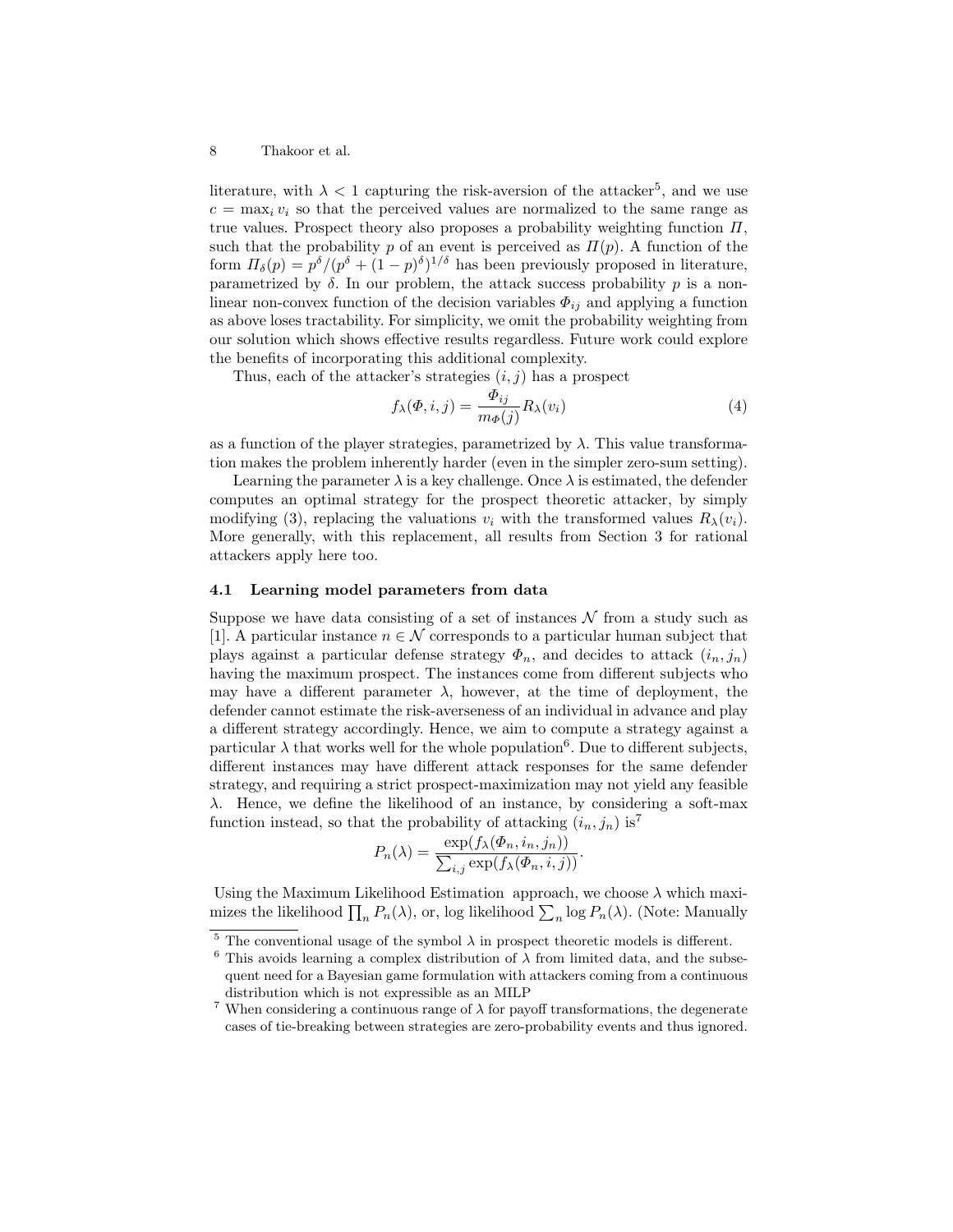literature, with $\lambda < 1$ capturing the risk-aversion of the attacker[5], and we use $c = \max_i v_i$ so that the perceived values are normalized to the same range as true values. Prospect theory also proposes a probability weighting function $\Pi$, such that the probability $p$ of an event is perceived as $\Pi(p)$. A function of the form $\Pi_\delta(p) = p^\delta/(p^\delta + (1-p)^\delta)^{1/\delta}$ has been previously proposed in literature, parametrized by $\delta$. In our problem, the attack success probability $p$ is a nonlinear non-convex function of the decision variables $\Phi_{ij}$ and applying a function as above loses tractability. For simplicity, we omit the probability weighting from our solution which shows effective results regardless. Future work could explore the benefits of incorporating this additional complexity.

Thus, each of the attacker's strategies $(i, j)$ has a prospect

$$f_\lambda(\Phi, i, j) = \frac{\Phi_{ij}}{m_\Phi(j)} R_\lambda(v_i) \tag{4}$$

as a function of the player strategies, parametrized by $\lambda$. This value transformation makes the problem inherently harder (even in the simpler zero-sum setting).

Learning the parameter $\lambda$ is a key challenge. Once $\lambda$ is estimated, the defender computes an optimal strategy for the prospect theoretic attacker, by simply modifying (3), replacing the valuations $v_i$ with the transformed values $R_\lambda(v_i)$. More generally, with this replacement, all results from Section 3 for rational attackers apply here too.

### 4.1 Learning model parameters from data

Suppose we have data consisting of a set of instances $\mathcal{N}$ from a study such as [1]. A particular instance $n \in \mathcal{N}$ corresponds to a particular human subject that plays against a particular defense strategy $\Phi_n$, and decides to attack $(i_n, j_n)$ having the maximum prospect. The instances come from different subjects who may have a different parameter $\lambda$, however, at the time of deployment, the defender cannot estimate the risk-averseness of an individual in advance and play a different strategy accordingly. Hence, we aim to compute a strategy against a particular $\lambda$ that works well for the whole population[6]. Due to different subjects, different instances may have different attack responses for the same defender strategy, and requiring a strict prospect-maximization may not yield any feasible $\lambda$. Hence, we define the likelihood of an instance, by considering a soft-max function instead, so that the probability of attacking $(i_n, j_n)$ is[7]

$$P_n(\lambda) = \frac{\exp(f_\lambda(\Phi_n, i_n, j_n))}{\sum_{i,j} \exp(f_\lambda(\Phi_n, i, j))}.$$

Using the Maximum Likelihood Estimation approach, we choose $\lambda$ which maximizes the likelihood $\prod_n P_n(\lambda)$, or, log likelihood $\sum_n \log P_n(\lambda)$. (Note: Manually

[5] The conventional usage of the symbol $\lambda$ in prospect theoretic models is different.

[6] This avoids learning a complex distribution of $\lambda$ from limited data, and the subsequent need for a Bayesian game formulation with attackers coming from a continuous distribution which is not expressible as an MILP

[7] When considering a continuous range of $\lambda$ for payoff transformations, the degenerate cases of tie-breaking between strategies are zero-probability events and thus ignored.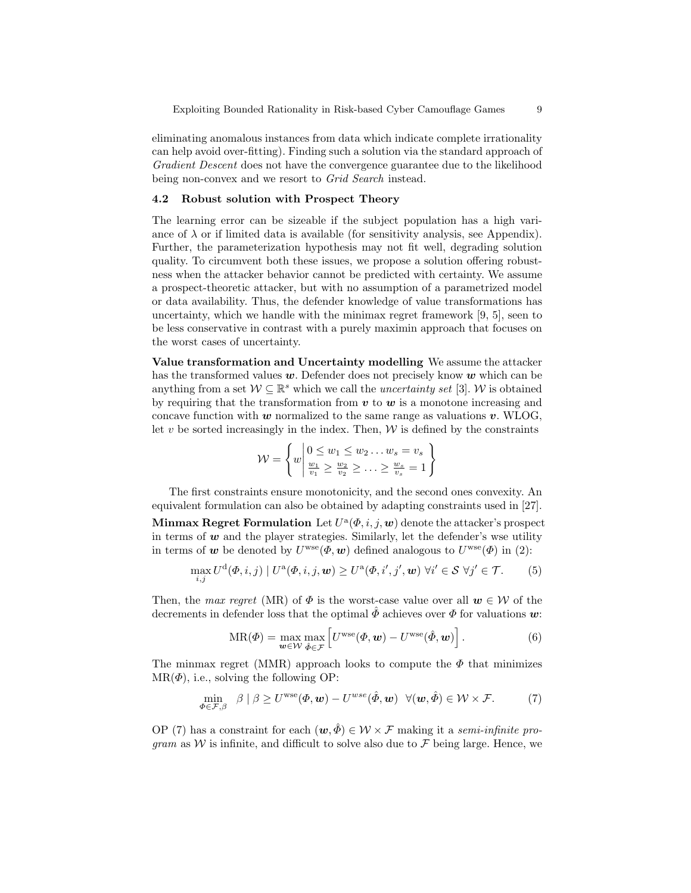eliminating anomalous instances from data which indicate complete irrationality can help avoid over-fitting). Finding such a solution via the standard approach of *Gradient Descent* does not have the convergence guarantee due to the likelihood being non-convex and we resort to *Grid Search* instead.

### 4.2 Robust solution with Prospect Theory

The learning error can be sizeable if the subject population has a high variance of $\lambda$ or if limited data is available (for sensitivity analysis, see Appendix). Further, the parameterization hypothesis may not fit well, degrading solution quality. To circumvent both these issues, we propose a solution offering robustness when the attacker behavior cannot be predicted with certainty. We assume a prospect-theoretic attacker, but with no assumption of a parametrized model or data availability. Thus, the defender knowledge of value transformations has uncertainty, which we handle with the minimax regret framework [9, 5], seen to be less conservative in contrast with a purely maximin approach that focuses on the worst cases of uncertainty.

**Value transformation and Uncertainty modelling** We assume the attacker has the transformed values $\boldsymbol{w}$. Defender does not precisely know $\boldsymbol{w}$ which can be anything from a set $\mathcal{W} \subseteq \mathbb{R}^s$ which we call the *uncertainty set* [3]. $\mathcal{W}$ is obtained by requiring that the transformation from $\boldsymbol{v}$ to $\boldsymbol{w}$ is a monotone increasing and concave function with $\boldsymbol{w}$ normalized to the same range as valuations $\boldsymbol{v}$. WLOG, let $v$ be sorted increasingly in the index. Then, $\mathcal{W}$ is defined by the constraints

$$\mathcal{W} = \left\{ w \middle| \begin{array}{l} 0 \leq w_1 \leq w_2 \ldots w_s = v_s \\ \frac{w_1}{v_1} \geq \frac{w_2}{v_2} \geq \ldots \geq \frac{w_s}{v_s} = 1 \end{array} \right\}$$

The first constraints ensure monotonicity, and the second ones convexity. An equivalent formulation can also be obtained by adapting constraints used in [27].

**Minmax Regret Formulation** Let $U^{\mathrm{a}}(\Phi, i, j, \boldsymbol{w})$ denote the attacker's prospect in terms of $\boldsymbol{w}$ and the player strategies. Similarly, let the defender's wse utility in terms of $\boldsymbol{w}$ be denoted by $U^{\mathrm{wse}}(\Phi, \boldsymbol{w})$ defined analogous to $U^{\mathrm{wse}}(\Phi)$ in (2):

$$\max_{i,j} U^{\mathrm{d}}(\Phi, i, j) \mid U^{\mathrm{a}}(\Phi, i, j, \boldsymbol{w}) \geq U^{\mathrm{a}}(\Phi, i', j', \boldsymbol{w}) \; \forall i' \in \mathcal{S} \; \forall j' \in \mathcal{T}. \tag{5}$$

Then, the *max regret* (MR) of $\Phi$ is the worst-case value over all $\boldsymbol{w} \in \mathcal{W}$ of the decrements in defender loss that the optimal $\hat{\Phi}$ achieves over $\Phi$ for valuations $\boldsymbol{w}$:

$$\mathrm{MR}(\Phi) = \max_{\boldsymbol{w} \in \mathcal{W}} \max_{\hat{\Phi} \in \mathcal{F}} \left[ U^{\mathrm{wse}}(\Phi, \boldsymbol{w}) - U^{\mathrm{wse}}(\hat{\Phi}, \boldsymbol{w}) \right]. \tag{6}$$

The minmax regret (MMR) approach looks to compute the $\Phi$ that minimizes $\mathrm{MR}(\Phi)$, i.e., solving the following OP:

$$\min_{\Phi \in \mathcal{F}, \beta} \;\; \beta \mid \beta \geq U^{\mathrm{wse}}(\Phi, \boldsymbol{w}) - U^{wse}(\hat{\Phi}, \boldsymbol{w}) \;\; \forall (\boldsymbol{w}, \hat{\Phi}) \in \mathcal{W} \times \mathcal{F}. \tag{7}$$

OP (7) has a constraint for each $(\boldsymbol{w}, \hat{\Phi}) \in \mathcal{W} \times \mathcal{F}$ making it a *semi-infinite program* as $\mathcal{W}$ is infinite, and difficult to solve also due to $\mathcal{F}$ being large. Hence, we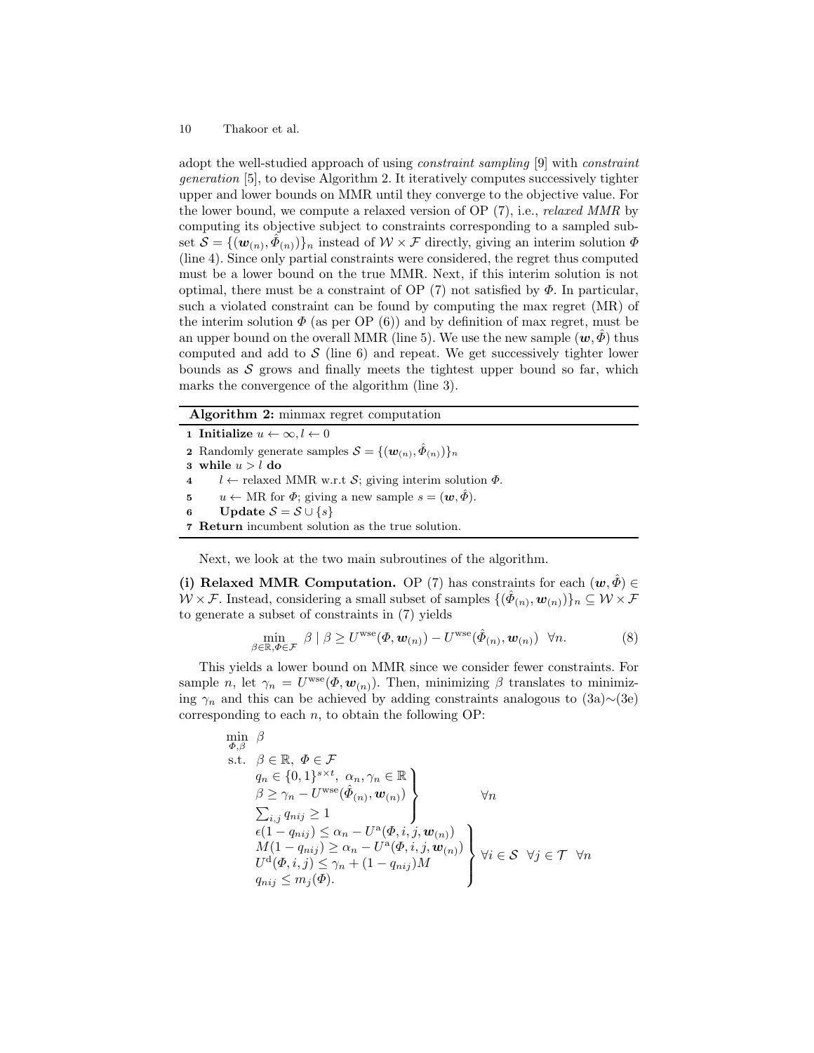adopt the well-studied approach of using *constraint sampling* [9] with *constraint generation* [5], to devise Algorithm 2. It iteratively computes successively tighter upper and lower bounds on MMR until they converge to the objective value. For the lower bound, we compute a relaxed version of OP (7), i.e., *relaxed MMR* by computing its objective subject to constraints corresponding to a sampled subset $\mathcal{S} = \{(\boldsymbol{w}_{(n)}, \hat{\Phi}_{(n)})\}_n$ instead of $\mathcal{W} \times \mathcal{F}$ directly, giving an interim solution $\Phi$ (line 4). Since only partial constraints were considered, the regret thus computed must be a lower bound on the true MMR. Next, if this interim solution is not optimal, there must be a constraint of OP (7) not satisfied by $\Phi$. In particular, such a violated constraint can be found by computing the max regret (MR) of the interim solution $\Phi$ (as per OP (6)) and by definition of max regret, must be an upper bound on the overall MMR (line 5). We use the new sample $(\boldsymbol{w}, \hat{\Phi})$ thus computed and add to $\mathcal{S}$ (line 6) and repeat. We get successively tighter lower bounds as $\mathcal{S}$ grows and finally meets the tightest upper bound so far, which marks the convergence of the algorithm (line 3).

**Algorithm 2:** minmax regret computation

```
1 Initialize u ← ∞, l ← 0
2 Randomly generate samples S = {(w_(n), Φ̂_(n))}_n
3 while u > l do
4     l ← relaxed MMR w.r.t S; giving interim solution Φ.
5     u ← MR for Φ; giving a new sample s = (w, Φ̂).
6     Update S = S ∪ {s}
7 Return incumbent solution as the true solution.
```

Next, we look at the two main subroutines of the algorithm.

**(i) Relaxed MMR Computation.** OP (7) has constraints for each $(\boldsymbol{w}, \hat{\Phi}) \in \mathcal{W} \times \mathcal{F}$. Instead, considering a small subset of samples $\{(\hat{\Phi}_{(n)}, \boldsymbol{w}_{(n)})\}_n \subseteq \mathcal{W} \times \mathcal{F}$ to generate a subset of constraints in (7) yields

$$\min_{\beta \in \mathbb{R}, \Phi \in \mathcal{F}} \beta \mid \beta \geq U^{\text{wse}}(\Phi, \boldsymbol{w}_{(n)}) - U^{\text{wse}}(\hat{\Phi}_{(n)}, \boldsymbol{w}_{(n)}) \quad \forall n. \tag{8}$$

This yields a lower bound on MMR since we consider fewer constraints. For sample $n$, let $\gamma_n = U^{\text{wse}}(\Phi, \boldsymbol{w}_{(n)})$. Then, minimizing $\beta$ translates to minimizing $\gamma_n$ and this can be achieved by adding constraints analogous to (3a)∼(3e) corresponding to each $n$, to obtain the following OP:

$$
\begin{aligned}
\min_{\Phi, \beta} \quad & \beta \\
\text{s.t.} \quad & \beta \in \mathbb{R},\ \Phi \in \mathcal{F} \\
& \left.\begin{array}{l}
q_n \in \{0,1\}^{s \times t},\ \alpha_n, \gamma_n \in \mathbb{R} \\
\beta \geq \gamma_n - U^{\text{wse}}(\hat{\Phi}_{(n)}, \boldsymbol{w}_{(n)}) \\
\sum_{i,j} q_{nij} \geq 1
\end{array}\right\} \quad \forall n \\
& \left.\begin{array}{l}
\epsilon(1 - q_{nij}) \leq \alpha_n - U^{\text{a}}(\Phi, i, j, \boldsymbol{w}_{(n)}) \\
M(1 - q_{nij}) \geq \alpha_n - U^{\text{a}}(\Phi, i, j, \boldsymbol{w}_{(n)}) \\
U^{\text{d}}(\Phi, i, j) \leq \gamma_n + (1 - q_{nij})M \\
q_{nij} \leq m_j(\Phi).
\end{array}\right\} \forall i \in \mathcal{S} \ \ \forall j \in \mathcal{T} \ \ \forall n
\end{aligned}
$$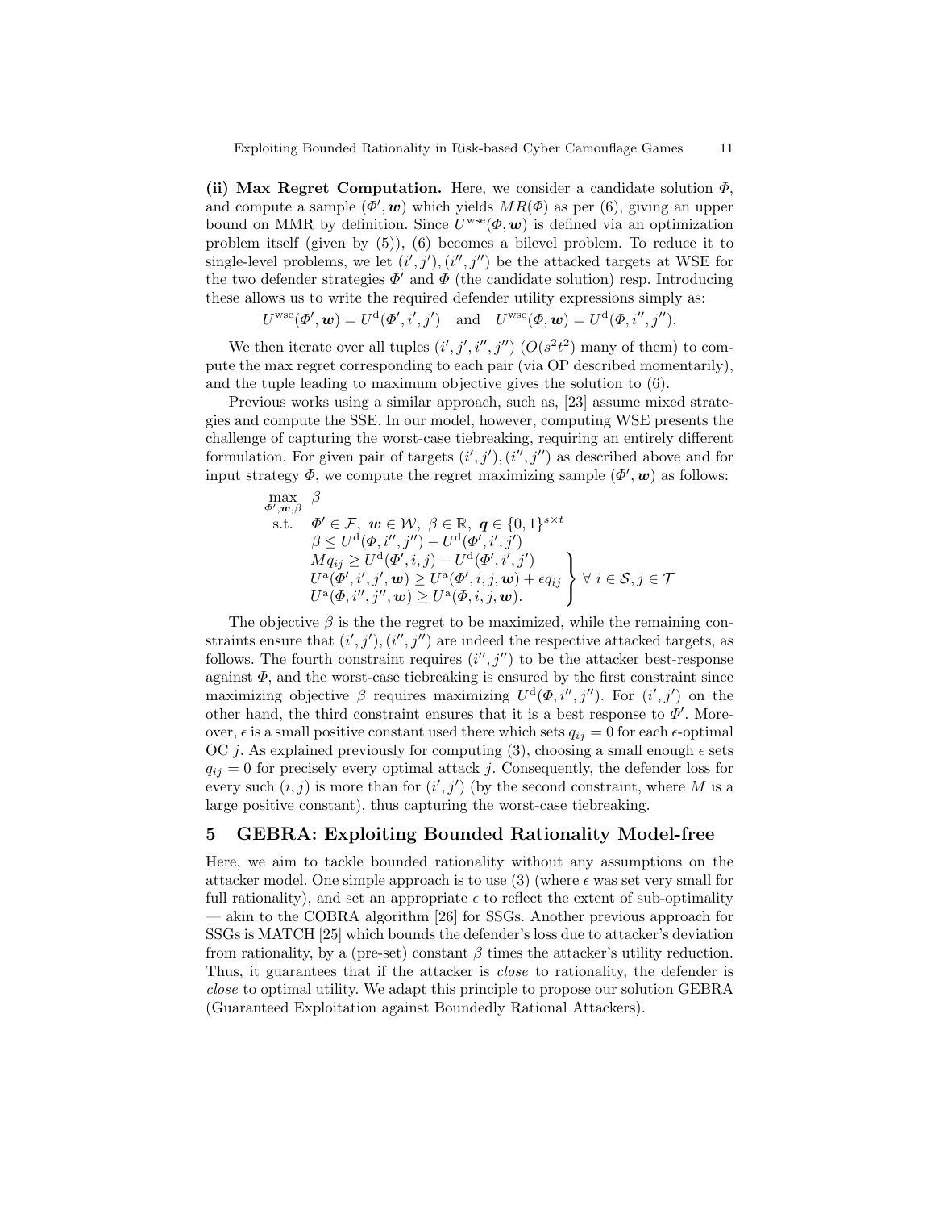**(ii) Max Regret Computation.** Here, we consider a candidate solution $\Phi$, and compute a sample $(\Phi', \boldsymbol{w})$ which yields $MR(\Phi)$ as per (6), giving an upper bound on MMR by definition. Since $U^{\text{wse}}(\Phi, \boldsymbol{w})$ is defined via an optimization problem itself (given by (5)), (6) becomes a bilevel problem. To reduce it to single-level problems, we let $(i', j'), (i'', j'')$ be the attacked targets at WSE for the two defender strategies $\Phi'$ and $\Phi$ (the candidate solution) resp. Introducing these allows us to write the required defender utility expressions simply as:

$$U^{\text{wse}}(\Phi', \boldsymbol{w}) = U^{\text{d}}(\Phi', i', j') \quad \text{and} \quad U^{\text{wse}}(\Phi, \boldsymbol{w}) = U^{\text{d}}(\Phi, i'', j'').$$

We then iterate over all tuples $(i', j', i'', j'')$ ($O(s^2t^2)$ many of them) to compute the max regret corresponding to each pair (via OP described momentarily), and the tuple leading to maximum objective gives the solution to (6).

Previous works using a similar approach, such as, [23] assume mixed strategies and compute the SSE. In our model, however, computing WSE presents the challenge of capturing the worst-case tiebreaking, requiring an entirely different formulation. For given pair of targets $(i', j'), (i'', j'')$ as described above and for input strategy $\Phi$, we compute the regret maximizing sample $(\Phi', \boldsymbol{w})$ as follows:

$$
\begin{aligned}
\max_{\Phi', \boldsymbol{w}, \beta} \quad & \beta \\
\text{s.t.} \quad & \Phi' \in \mathcal{F},\ \boldsymbol{w} \in \mathcal{W},\ \beta \in \mathbb{R},\ \boldsymbol{q} \in \{0,1\}^{s \times t} \\
& \beta \leq U^{\text{d}}(\Phi, i'', j'') - U^{\text{d}}(\Phi', i', j') \\
& \left.
\begin{aligned}
& M q_{ij} \geq U^{\text{d}}(\Phi', i, j) - U^{\text{d}}(\Phi', i', j') \\
& U^{\text{a}}(\Phi', i', j', \boldsymbol{w}) \geq U^{\text{a}}(\Phi', i, j, \boldsymbol{w}) + \epsilon q_{ij} \\
& U^{\text{a}}(\Phi, i'', j'', \boldsymbol{w}) \geq U^{\text{a}}(\Phi, i, j, \boldsymbol{w}).
\end{aligned}
\right\} \ \forall\, i \in \mathcal{S}, j \in \mathcal{T}
\end{aligned}
$$

The objective $\beta$ is the the regret to be maximized, while the remaining constraints ensure that $(i', j'), (i'', j'')$ are indeed the respective attacked targets, as follows. The fourth constraint requires $(i'', j'')$ to be the attacker best-response against $\Phi$, and the worst-case tiebreaking is ensured by the first constraint since maximizing objective $\beta$ requires maximizing $U^{\text{d}}(\Phi, i'', j'')$. For $(i', j')$ on the other hand, the third constraint ensures that it is a best response to $\Phi'$. Moreover, $\epsilon$ is a small positive constant used there which sets $q_{ij} = 0$ for each $\epsilon$-optimal OC $j$. As explained previously for computing (3), choosing a small enough $\epsilon$ sets $q_{ij} = 0$ for precisely every optimal attack $j$. Consequently, the defender loss for every such $(i, j)$ is more than for $(i', j')$ (by the second constraint, where $M$ is a large positive constant), thus capturing the worst-case tiebreaking.

## 5 GEBRA: Exploiting Bounded Rationality Model-free

Here, we aim to tackle bounded rationality without any assumptions on the attacker model. One simple approach is to use (3) (where $\epsilon$ was set very small for full rationality), and set an appropriate $\epsilon$ to reflect the extent of sub-optimality — akin to the COBRA algorithm [26] for SSGs. Another previous approach for SSGs is MATCH [25] which bounds the defender's loss due to attacker's deviation from rationality, by a (pre-set) constant $\beta$ times the attacker's utility reduction. Thus, it guarantees that if the attacker is *close* to rationality, the defender is *close* to optimal utility. We adapt this principle to propose our solution GEBRA (Guaranteed Exploitation against Boundedly Rational Attackers).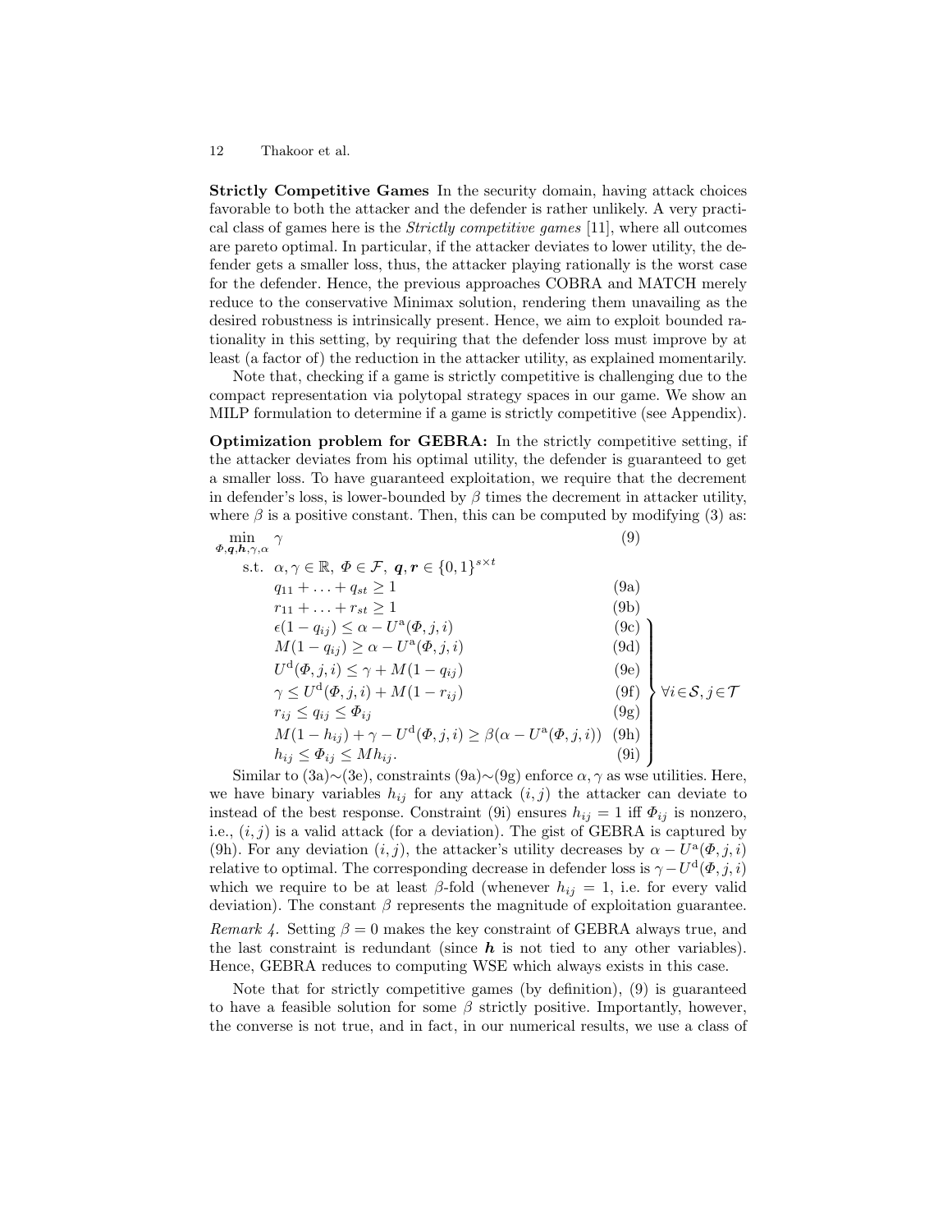**Strictly Competitive Games** In the security domain, having attack choices favorable to both the attacker and the defender is rather unlikely. A very practical class of games here is the *Strictly competitive games* [11], where all outcomes are pareto optimal. In particular, if the attacker deviates to lower utility, the defender gets a smaller loss, thus, the attacker playing rationally is the worst case for the defender. Hence, the previous approaches COBRA and MATCH merely reduce to the conservative Minimax solution, rendering them unavailing as the desired robustness is intrinsically present. Hence, we aim to exploit bounded rationality in this setting, by requiring that the defender loss must improve by at least (a factor of) the reduction in the attacker utility, as explained momentarily.

Note that, checking if a game is strictly competitive is challenging due to the compact representation via polytopal strategy spaces in our game. We show an MILP formulation to determine if a game is strictly competitive (see Appendix).

**Optimization problem for GEBRA:** In the strictly competitive setting, if the attacker deviates from his optimal utility, the defender is guaranteed to get a smaller loss. To have guaranteed exploitation, we require that the decrement in defender's loss, is lower-bounded by $\beta$ times the decrement in attacker utility, where $\beta$ is a positive constant. Then, this can be computed by modifying (3) as:

$$\min_{\Phi,\boldsymbol{q},\boldsymbol{h},\gamma,\alpha} \ \gamma \tag{9}$$

$$\begin{aligned}
\text{s.t.} \quad & \alpha,\gamma \in \mathbb{R},\ \Phi \in \mathcal{F},\ \boldsymbol{q},\boldsymbol{r} \in \{0,1\}^{s\times t} && \\
& q_{11} + \ldots + q_{st} \geq 1 && \text{(9a)}\\
& r_{11} + \ldots + r_{st} \geq 1 && \text{(9b)}\\
& \left.\begin{aligned}
& \epsilon(1-q_{ij}) \leq \alpha - U^{\mathrm{a}}(\Phi,j,i) && \text{(9c)}\\
& M(1-q_{ij}) \geq \alpha - U^{\mathrm{a}}(\Phi,j,i) && \text{(9d)}\\
& U^{\mathrm{d}}(\Phi,j,i) \leq \gamma + M(1-q_{ij}) && \text{(9e)}\\
& \gamma \leq U^{\mathrm{d}}(\Phi,j,i) + M(1-r_{ij}) && \text{(9f)}\\
& r_{ij} \leq q_{ij} \leq \Phi_{ij} && \text{(9g)}\\
& M(1-h_{ij}) + \gamma - U^{\mathrm{d}}(\Phi,j,i) \geq \beta(\alpha - U^{\mathrm{a}}(\Phi,j,i)) && \text{(9h)}\\
& h_{ij} \leq \Phi_{ij} \leq M h_{ij}. && \text{(9i)}
\end{aligned}\right\} \forall i \in \mathcal{S}, j \in \mathcal{T}
\end{aligned}$$

Similar to (3a)∼(3e), constraints (9a)∼(9g) enforce $\alpha,\gamma$ as wse utilities. Here, we have binary variables $h_{ij}$ for any attack $(i,j)$ the attacker can deviate to instead of the best response. Constraint (9i) ensures $h_{ij} = 1$ iff $\Phi_{ij}$ is nonzero, i.e., $(i,j)$ is a valid attack (for a deviation). The gist of GEBRA is captured by (9h). For any deviation $(i,j)$, the attacker's utility decreases by $\alpha - U^{\mathrm{a}}(\Phi,j,i)$ relative to optimal. The corresponding decrease in defender loss is $\gamma - U^{\mathrm{d}}(\Phi,j,i)$ which we require to be at least $\beta$-fold (whenever $h_{ij} = 1$, i.e. for every valid deviation). The constant $\beta$ represents the magnitude of exploitation guarantee.

*Remark 4.* Setting $\beta = 0$ makes the key constraint of GEBRA always true, and the last constraint is redundant (since $\boldsymbol{h}$ is not tied to any other variables). Hence, GEBRA reduces to computing WSE which always exists in this case.

Note that for strictly competitive games (by definition), (9) is guaranteed to have a feasible solution for some $\beta$ strictly positive. Importantly, however, the converse is not true, and in fact, in our numerical results, we use a class of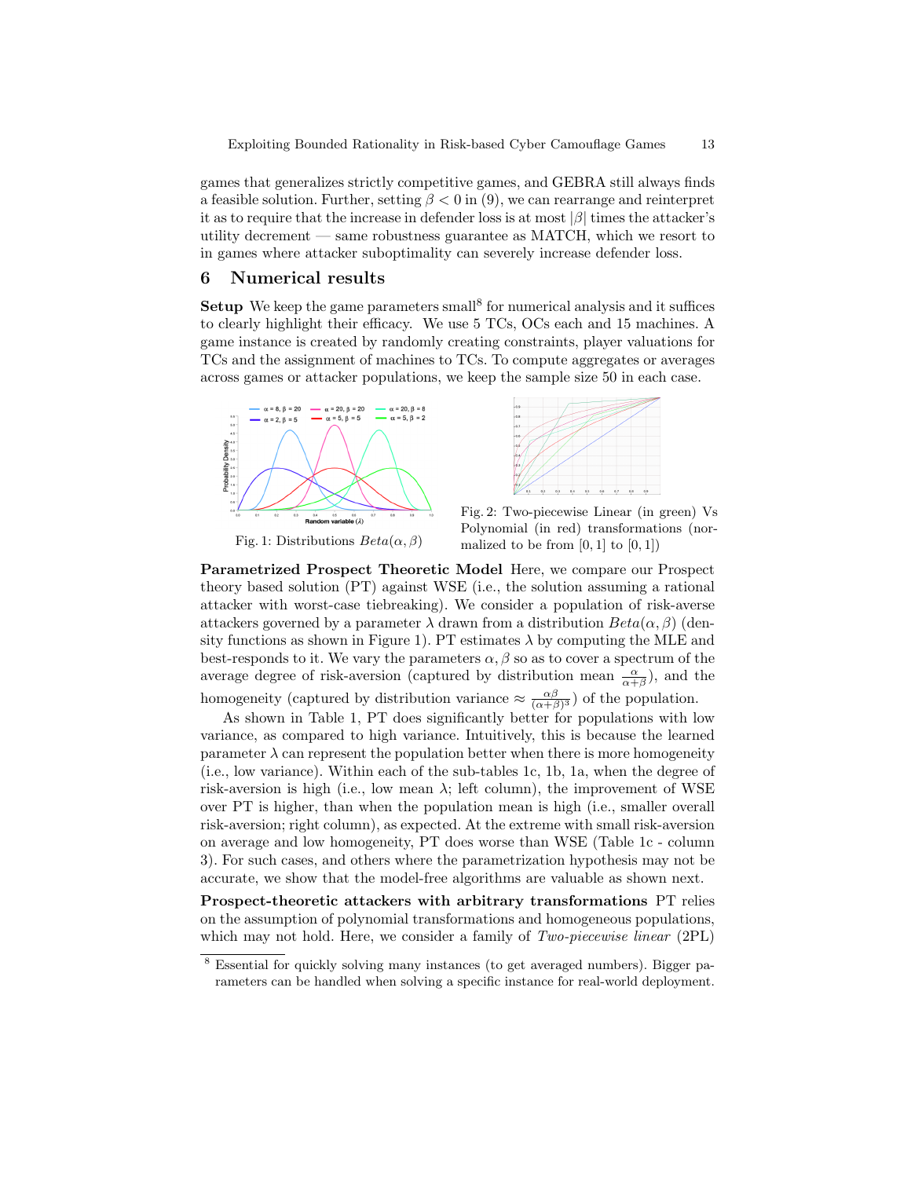games that generalizes strictly competitive games, and GEBRA still always finds a feasible solution. Further, setting $\beta < 0$ in (9), we can rearrange and reinterpret it as to require that the increase in defender loss is at most $|\beta|$ times the attacker's utility decrement — same robustness guarantee as MATCH, which we resort to in games where attacker suboptimality can severely increase defender loss.

## 6 Numerical results

**Setup** We keep the game parameters small[8] for numerical analysis and it suffices to clearly highlight their efficacy. We use 5 TCs, OCs each and 15 machines. A game instance is created by randomly creating constraints, player valuations for TCs and the assignment of machines to TCs. To compute aggregates or averages across games or attacker populations, we keep the sample size 50 in each case.

Fig. 1: Distributions $Beta(\alpha, \beta)$

Fig. 2: Two-piecewise Linear (in green) Vs Polynomial (in red) transformations (normalized to be from $[0, 1]$ to $[0, 1]$)

**Parametrized Prospect Theoretic Model** Here, we compare our Prospect theory based solution (PT) against WSE (i.e., the solution assuming a rational attacker with worst-case tiebreaking). We consider a population of risk-averse attackers governed by a parameter $\lambda$ drawn from a distribution $Beta(\alpha, \beta)$ (density functions as shown in Figure 1). PT estimates $\lambda$ by computing the MLE and best-responds to it. We vary the parameters $\alpha, \beta$ so as to cover a spectrum of the average degree of risk-aversion (captured by distribution mean $\frac{\alpha}{\alpha+\beta}$), and the homogeneity (captured by distribution variance $\approx \frac{\alpha\beta}{(\alpha+\beta)^3}$) of the population.

As shown in Table 1, PT does significantly better for populations with low variance, as compared to high variance. Intuitively, this is because the learned parameter $\lambda$ can represent the population better when there is more homogeneity (i.e., low variance). Within each of the sub-tables 1c, 1b, 1a, when the degree of risk-aversion is high (i.e., low mean $\lambda$; left column), the improvement of WSE over PT is higher, than when the population mean is high (i.e., smaller overall risk-aversion; right column), as expected. At the extreme with small risk-aversion on average and low homogeneity, PT does worse than WSE (Table 1c - column 3). For such cases, and others where the parametrization hypothesis may not be accurate, we show that the model-free algorithms are valuable as shown next.

**Prospect-theoretic attackers with arbitrary transformations** PT relies on the assumption of polynomial transformations and homogeneous populations, which may not hold. Here, we consider a family of *Two-piecewise linear* (2PL)

[8] Essential for quickly solving many instances (to get averaged numbers). Bigger parameters can be handled when solving a specific instance for real-world deployment.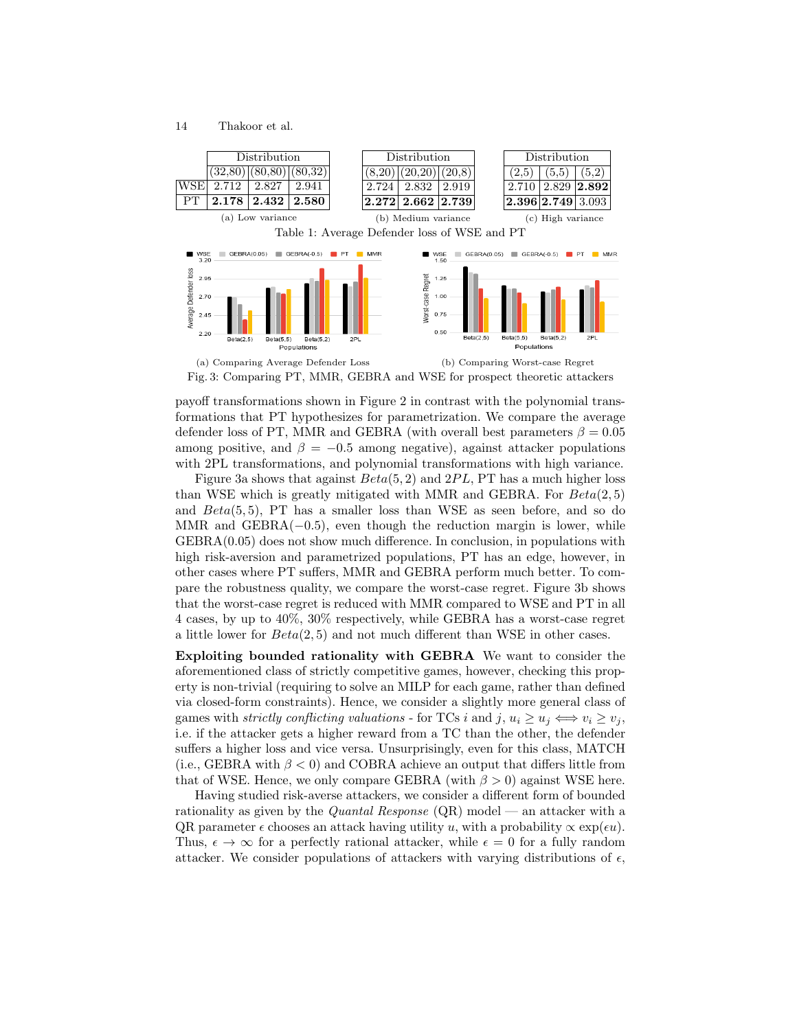| | Distribution | | |
|---|---|---|---|
| | (32,80) | (80,80) | (80,32) |
| WSE | 2.712 | 2.827 | 2.941 |
| PT | **2.178** | **2.432** | **2.580** |

(a) Low variance

| Distribution | | |
|---|---|---|
| (8,20) | (20,20) | (20,8) |
| 2.724 | 2.832 | 2.919 |
| **2.272** | **2.662** | **2.739** |

(b) Medium variance

| Distribution | | |
|---|---|---|
| (2,5) | (5,5) | (5,2) |
| 2.710 | 2.829 | **2.892** |
| **2.396** | **2.749** | 3.093 |

(c) High variance

Table 1: Average Defender loss of WSE and PT

(a) Comparing Average Defender Loss

(b) Comparing Worst-case Regret

Fig. 3: Comparing PT, MMR, GEBRA and WSE for prospect theoretic attackers

payoff transformations shown in Figure 2 in contrast with the polynomial transformations that PT hypothesizes for parametrization. We compare the average defender loss of PT, MMR and GEBRA (with overall best parameters $\beta = 0.05$ among positive, and $\beta = -0.5$ among negative), against attacker populations with 2PL transformations, and polynomial transformations with high variance.

Figure 3a shows that against $Beta(5,2)$ and $2PL$, PT has a much higher loss than WSE which is greatly mitigated with MMR and GEBRA. For $Beta(2,5)$ and $Beta(5,5)$, PT has a smaller loss than WSE as seen before, and so do MMR and GEBRA$(-0.5)$, even though the reduction margin is lower, while GEBRA$(0.05)$ does not show much difference. In conclusion, in populations with high risk-aversion and parametrized populations, PT has an edge, however, in other cases where PT suffers, MMR and GEBRA perform much better. To compare the robustness quality, we compare the worst-case regret. Figure 3b shows that the worst-case regret is reduced with MMR compared to WSE and PT in all 4 cases, by up to 40%, 30% respectively, while GEBRA has a worst-case regret a little lower for $Beta(2,5)$ and not much different than WSE in other cases.

**Exploiting bounded rationality with GEBRA** We want to consider the aforementioned class of strictly competitive games, however, checking this property is non-trivial (requiring to solve an MILP for each game, rather than defined via closed-form constraints). Hence, we consider a slightly more general class of games with *strictly conflicting valuations* - for TCs $i$ and $j$, $u_i \geq u_j \iff v_i \geq v_j$, i.e. if the attacker gets a higher reward from a TC than the other, the defender suffers a higher loss and vice versa. Unsurprisingly, even for this class, MATCH (i.e., GEBRA with $\beta < 0$) and COBRA achieve an output that differs little from that of WSE. Hence, we only compare GEBRA (with $\beta > 0$) against WSE here.

Having studied risk-averse attackers, we consider a different form of bounded rationality as given by the *Quantal Response* (QR) model — an attacker with a QR parameter $\epsilon$ chooses an attack having utility $u$, with a probability $\propto \exp(\epsilon u)$. Thus, $\epsilon \to \infty$ for a perfectly rational attacker, while $\epsilon = 0$ for a fully random attacker. We consider populations of attackers with varying distributions of $\epsilon$,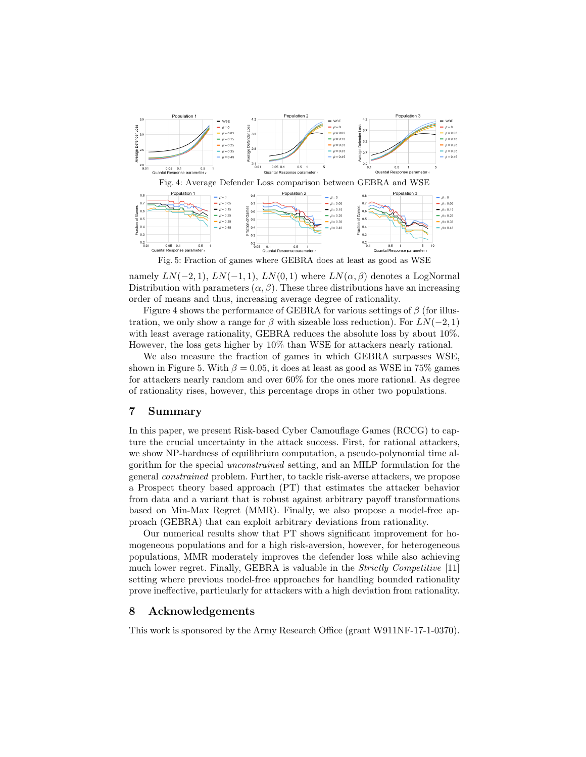Fig. 4: Average Defender Loss comparison between GEBRA and WSE

Fig. 5: Fraction of games where GEBRA does at least as good as WSE

namely $LN(-2,1)$, $LN(-1,1)$, $LN(0,1)$ where $LN(\alpha,\beta)$ denotes a LogNormal Distribution with parameters $(\alpha,\beta)$. These three distributions have an increasing order of means and thus, increasing average degree of rationality.

Figure 4 shows the performance of GEBRA for various settings of $\beta$ (for illustration, we only show a range for $\beta$ with sizeable loss reduction). For $LN(-2,1)$ with least average rationality, GEBRA reduces the absolute loss by about 10%. However, the loss gets higher by 10% than WSE for attackers nearly rational.

We also measure the fraction of games in which GEBRA surpasses WSE, shown in Figure 5. With $\beta = 0.05$, it does at least as good as WSE in 75% games for attackers nearly random and over 60% for the ones more rational. As degree of rationality rises, however, this percentage drops in other two populations.

## 7 Summary

In this paper, we present Risk-based Cyber Camouflage Games (RCCG) to capture the crucial uncertainty in the attack success. First, for rational attackers, we show NP-hardness of equilibrium computation, a pseudo-polynomial time algorithm for the special *unconstrained* setting, and an MILP formulation for the general *constrained* problem. Further, to tackle risk-averse attackers, we propose a Prospect theory based approach (PT) that estimates the attacker behavior from data and a variant that is robust against arbitrary payoff transformations based on Min-Max Regret (MMR). Finally, we also propose a model-free approach (GEBRA) that can exploit arbitrary deviations from rationality.

Our numerical results show that PT shows significant improvement for homogeneous populations and for a high risk-aversion, however, for heterogeneous populations, MMR moderately improves the defender loss while also achieving much lower regret. Finally, GEBRA is valuable in the *Strictly Competitive* [11] setting where previous model-free approaches for handling bounded rationality prove ineffective, particularly for attackers with a high deviation from rationality.

## 8 Acknowledgements

This work is sponsored by the Army Research Office (grant W911NF-17-1-0370).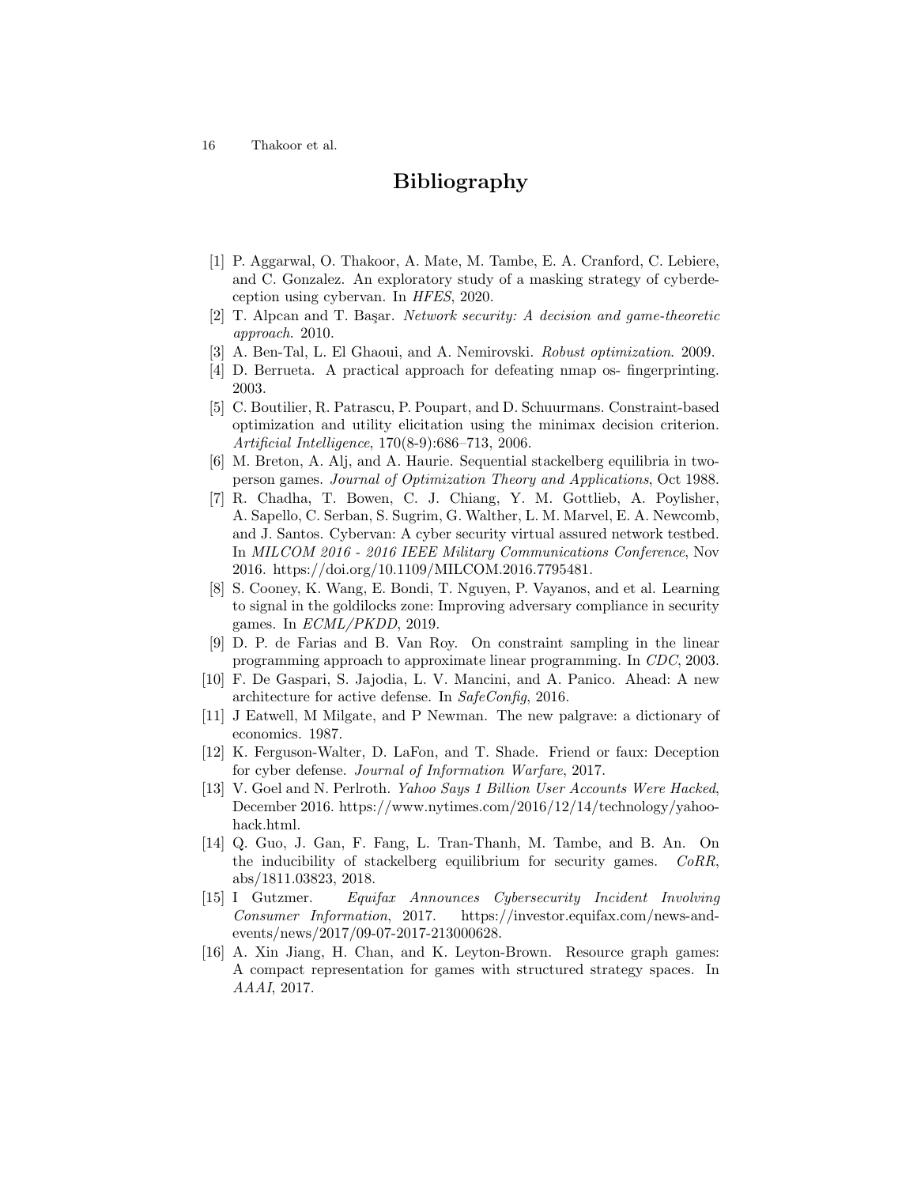# Bibliography

[1] P. Aggarwal, O. Thakoor, A. Mate, M. Tambe, E. A. Cranford, C. Lebiere, and C. Gonzalez. An exploratory study of a masking strategy of cyberdeception using cybervan. In *HFES*, 2020.

[2] T. Alpcan and T. Başar. *Network security: A decision and game-theoretic approach*. 2010.

[3] A. Ben-Tal, L. El Ghaoui, and A. Nemirovski. *Robust optimization*. 2009.

[4] D. Berrueta. A practical approach for defeating nmap os- fingerprinting. 2003.

[5] C. Boutilier, R. Patrascu, P. Poupart, and D. Schuurmans. Constraint-based optimization and utility elicitation using the minimax decision criterion. *Artificial Intelligence*, 170(8-9):686–713, 2006.

[6] M. Breton, A. Alj, and A. Haurie. Sequential stackelberg equilibria in two-person games. *Journal of Optimization Theory and Applications*, Oct 1988.

[7] R. Chadha, T. Bowen, C. J. Chiang, Y. M. Gottlieb, A. Poylisher, A. Sapello, C. Serban, S. Sugrim, G. Walther, L. M. Marvel, E. A. Newcomb, and J. Santos. Cybervan: A cyber security virtual assured network testbed. In *MILCOM 2016 - 2016 IEEE Military Communications Conference*, Nov 2016. https://doi.org/10.1109/MILCOM.2016.7795481.

[8] S. Cooney, K. Wang, E. Bondi, T. Nguyen, P. Vayanos, and et al. Learning to signal in the goldilocks zone: Improving adversary compliance in security games. In *ECML/PKDD*, 2019.

[9] D. P. de Farias and B. Van Roy. On constraint sampling in the linear programming approach to approximate linear programming. In *CDC*, 2003.

[10] F. De Gaspari, S. Jajodia, L. V. Mancini, and A. Panico. Ahead: A new architecture for active defense. In *SafeConfig*, 2016.

[11] J Eatwell, M Milgate, and P Newman. The new palgrave: a dictionary of economics. 1987.

[12] K. Ferguson-Walter, D. LaFon, and T. Shade. Friend or faux: Deception for cyber defense. *Journal of Information Warfare*, 2017.

[13] V. Goel and N. Perlroth. *Yahoo Says 1 Billion User Accounts Were Hacked*, December 2016. https://www.nytimes.com/2016/12/14/technology/yahoo-hack.html.

[14] Q. Guo, J. Gan, F. Fang, L. Tran-Thanh, M. Tambe, and B. An. On the inducibility of stackelberg equilibrium for security games. *CoRR*, abs/1811.03823, 2018.

[15] I Gutzmer. *Equifax Announces Cybersecurity Incident Involving Consumer Information*, 2017. https://investor.equifax.com/news-and-events/news/2017/09-07-2017-213000628.

[16] A. Xin Jiang, H. Chan, and K. Leyton-Brown. Resource graph games: A compact representation for games with structured strategy spaces. In *AAAI*, 2017.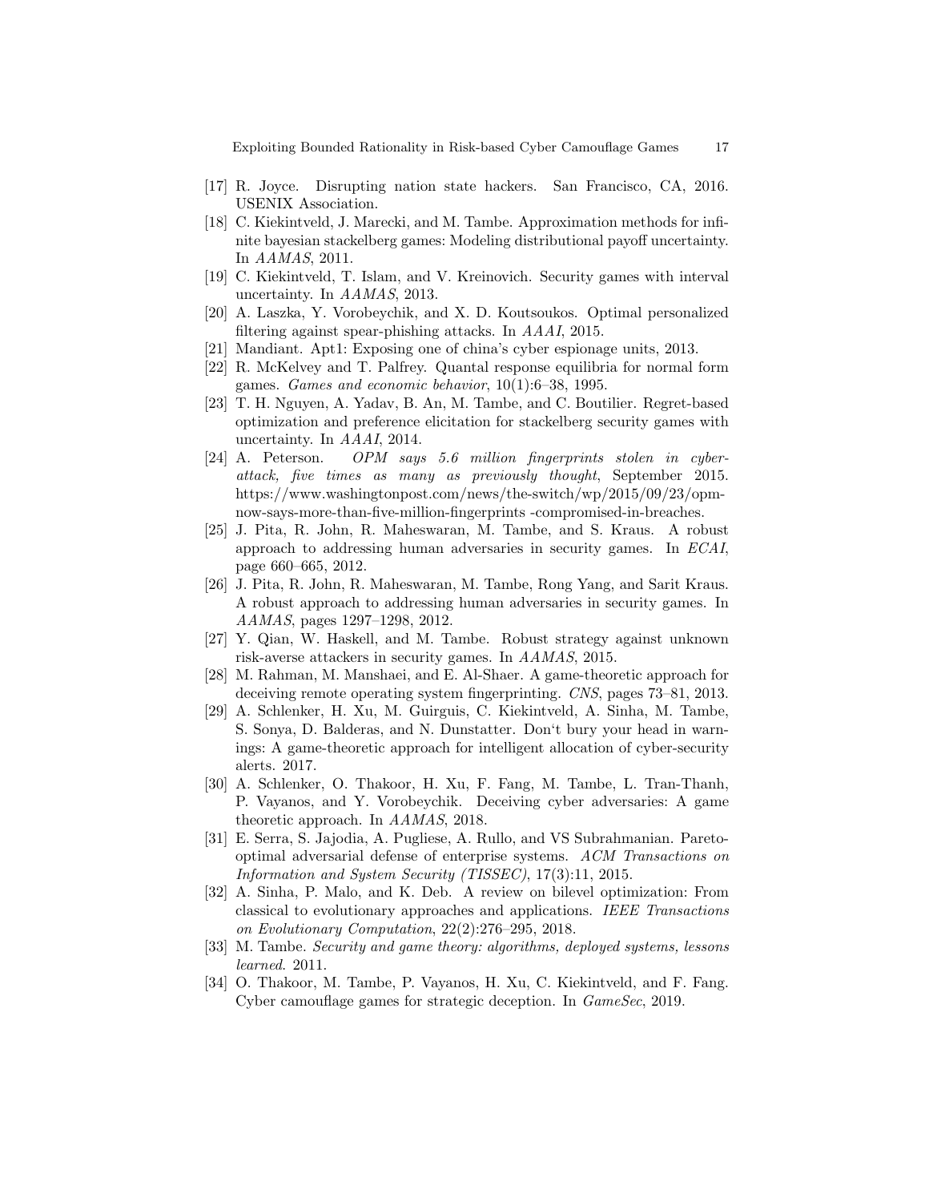[17] R. Joyce. Disrupting nation state hackers. San Francisco, CA, 2016. USENIX Association.

[18] C. Kiekintveld, J. Marecki, and M. Tambe. Approximation methods for infinite bayesian stackelberg games: Modeling distributional payoff uncertainty. In *AAMAS*, 2011.

[19] C. Kiekintveld, T. Islam, and V. Kreinovich. Security games with interval uncertainty. In *AAMAS*, 2013.

[20] A. Laszka, Y. Vorobeychik, and X. D. Koutsoukos. Optimal personalized filtering against spear-phishing attacks. In *AAAI*, 2015.

[21] Mandiant. Apt1: Exposing one of china's cyber espionage units, 2013.

[22] R. McKelvey and T. Palfrey. Quantal response equilibria for normal form games. *Games and economic behavior*, 10(1):6–38, 1995.

[23] T. H. Nguyen, A. Yadav, B. An, M. Tambe, and C. Boutilier. Regret-based optimization and preference elicitation for stackelberg security games with uncertainty. In *AAAI*, 2014.

[24] A. Peterson. *OPM says 5.6 million fingerprints stolen in cyberattack, five times as many as previously thought*, September 2015. https://www.washingtonpost.com/news/the-switch/wp/2015/09/23/opm-now-says-more-than-five-million-fingerprints -compromised-in-breaches.

[25] J. Pita, R. John, R. Maheswaran, M. Tambe, and S. Kraus. A robust approach to addressing human adversaries in security games. In *ECAI*, page 660–665, 2012.

[26] J. Pita, R. John, R. Maheswaran, M. Tambe, Rong Yang, and Sarit Kraus. A robust approach to addressing human adversaries in security games. In *AAMAS*, pages 1297–1298, 2012.

[27] Y. Qian, W. Haskell, and M. Tambe. Robust strategy against unknown risk-averse attackers in security games. In *AAMAS*, 2015.

[28] M. Rahman, M. Manshaei, and E. Al-Shaer. A game-theoretic approach for deceiving remote operating system fingerprinting. *CNS*, pages 73–81, 2013.

[29] A. Schlenker, H. Xu, M. Guirguis, C. Kiekintveld, A. Sinha, M. Tambe, S. Sonya, D. Balderas, and N. Dunstatter. Don't bury your head in warnings: A game-theoretic approach for intelligent allocation of cyber-security alerts. 2017.

[30] A. Schlenker, O. Thakoor, H. Xu, F. Fang, M. Tambe, L. Tran-Thanh, P. Vayanos, and Y. Vorobeychik. Deceiving cyber adversaries: A game theoretic approach. In *AAMAS*, 2018.

[31] E. Serra, S. Jajodia, A. Pugliese, A. Rullo, and VS Subrahmanian. Pareto-optimal adversarial defense of enterprise systems. *ACM Transactions on Information and System Security (TISSEC)*, 17(3):11, 2015.

[32] A. Sinha, P. Malo, and K. Deb. A review on bilevel optimization: From classical to evolutionary approaches and applications. *IEEE Transactions on Evolutionary Computation*, 22(2):276–295, 2018.

[33] M. Tambe. *Security and game theory: algorithms, deployed systems, lessons learned*. 2011.

[34] O. Thakoor, M. Tambe, P. Vayanos, H. Xu, C. Kiekintveld, and F. Fang. Cyber camouflage games for strategic deception. In *GameSec*, 2019.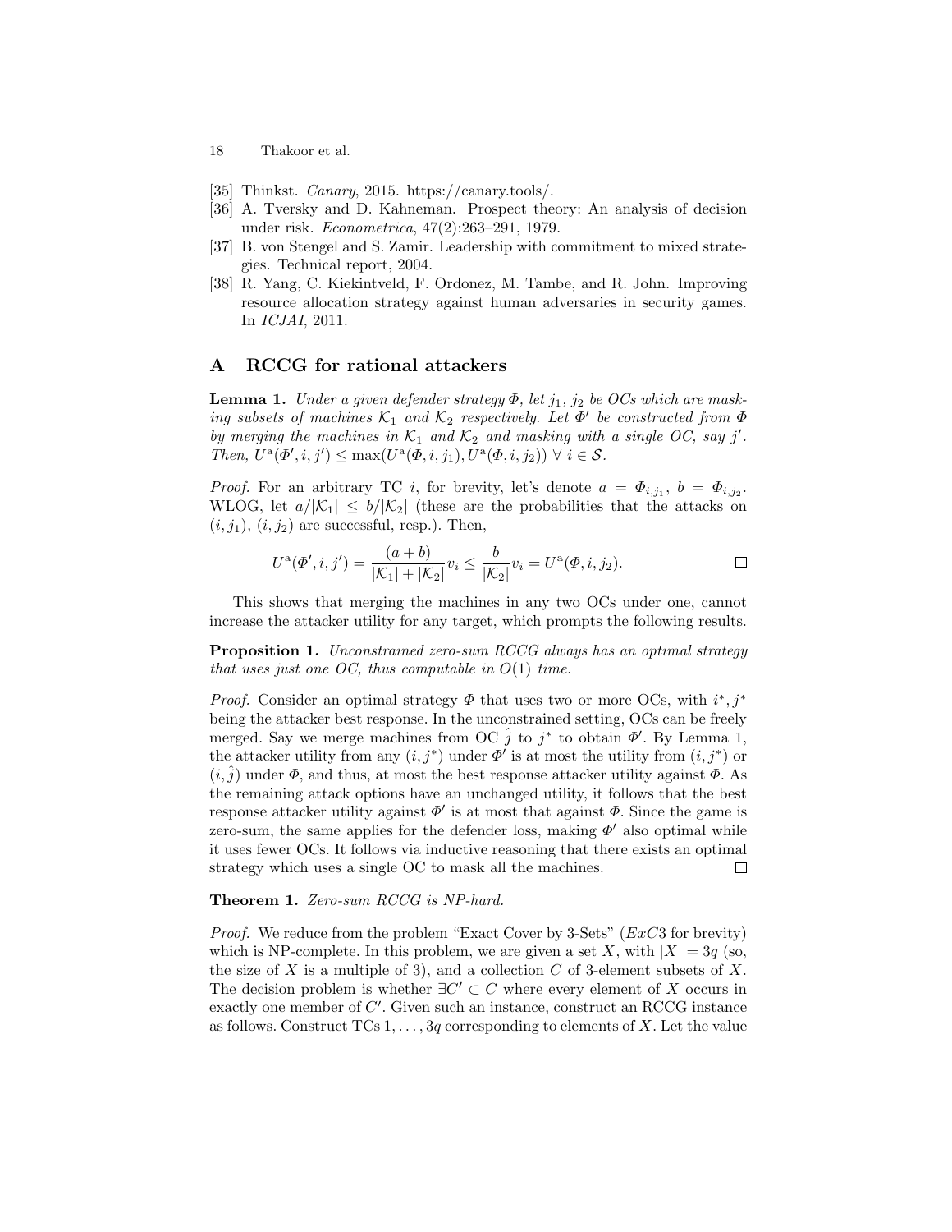[35] Thinkst. *Canary*, 2015. https://canary.tools/.

[36] A. Tversky and D. Kahneman. Prospect theory: An analysis of decision under risk. *Econometrica*, 47(2):263–291, 1979.

[37] B. von Stengel and S. Zamir. Leadership with commitment to mixed strategies. Technical report, 2004.

[38] R. Yang, C. Kiekintveld, F. Ordonez, M. Tambe, and R. John. Improving resource allocation strategy against human adversaries in security games. In *ICJAI*, 2011.

## A RCCG for rational attackers

**Lemma 1.** *Under a given defender strategy $\Phi$, let $j_1$, $j_2$ be OCs which are masking subsets of machines $\mathcal{K}_1$ and $\mathcal{K}_2$ respectively. Let $\Phi'$ be constructed from $\Phi$ by merging the machines in $\mathcal{K}_1$ and $\mathcal{K}_2$ and masking with a single OC, say $j'$. Then, $U^{\mathrm{a}}(\Phi', i, j') \leq \max(U^{\mathrm{a}}(\Phi, i, j_1), U^{\mathrm{a}}(\Phi, i, j_2)) \ \forall \ i \in \mathcal{S}$.*

*Proof.* For an arbitrary TC $i$, for brevity, let's denote $a = \Phi_{i,j_1}$, $b = \Phi_{i,j_2}$. WLOG, let $a/|\mathcal{K}_1| \leq b/|\mathcal{K}_2|$ (these are the probabilities that the attacks on $(i, j_1)$, $(i, j_2)$ are successful, resp.). Then,

$$U^{\mathrm{a}}(\Phi', i, j') = \frac{(a+b)}{|\mathcal{K}_1| + |\mathcal{K}_2|} v_i \leq \frac{b}{|\mathcal{K}_2|} v_i = U^{\mathrm{a}}(\Phi, i, j_2).$$

□

This shows that merging the machines in any two OCs under one, cannot increase the attacker utility for any target, which prompts the following results.

**Proposition 1.** *Unconstrained zero-sum RCCG always has an optimal strategy that uses just one OC, thus computable in $O(1)$ time.*

*Proof.* Consider an optimal strategy $\Phi$ that uses two or more OCs, with $i^*, j^*$ being the attacker best response. In the unconstrained setting, OCs can be freely merged. Say we merge machines from OC $\hat{j}$ to $j^*$ to obtain $\Phi'$. By Lemma 1, the attacker utility from any $(i, j^*)$ under $\Phi'$ is at most the utility from $(i, j^*)$ or $(i, \hat{j})$ under $\Phi$, and thus, at most the best response attacker utility against $\Phi$. As the remaining attack options have an unchanged utility, it follows that the best response attacker utility against $\Phi'$ is at most that against $\Phi$. Since the game is zero-sum, the same applies for the defender loss, making $\Phi'$ also optimal while it uses fewer OCs. It follows via inductive reasoning that there exists an optimal strategy which uses a single OC to mask all the machines. □

**Theorem 1.** *Zero-sum RCCG is NP-hard.*

*Proof.* We reduce from the problem "Exact Cover by 3-Sets" ($ExC3$ for brevity) which is NP-complete. In this problem, we are given a set $X$, with $|X| = 3q$ (so, the size of $X$ is a multiple of 3), and a collection $C$ of 3-element subsets of $X$. The decision problem is whether $\exists C' \subset C$ where every element of $X$ occurs in exactly one member of $C'$. Given such an instance, construct an RCCG instance as follows. Construct TCs $1, \ldots, 3q$ corresponding to elements of $X$. Let the value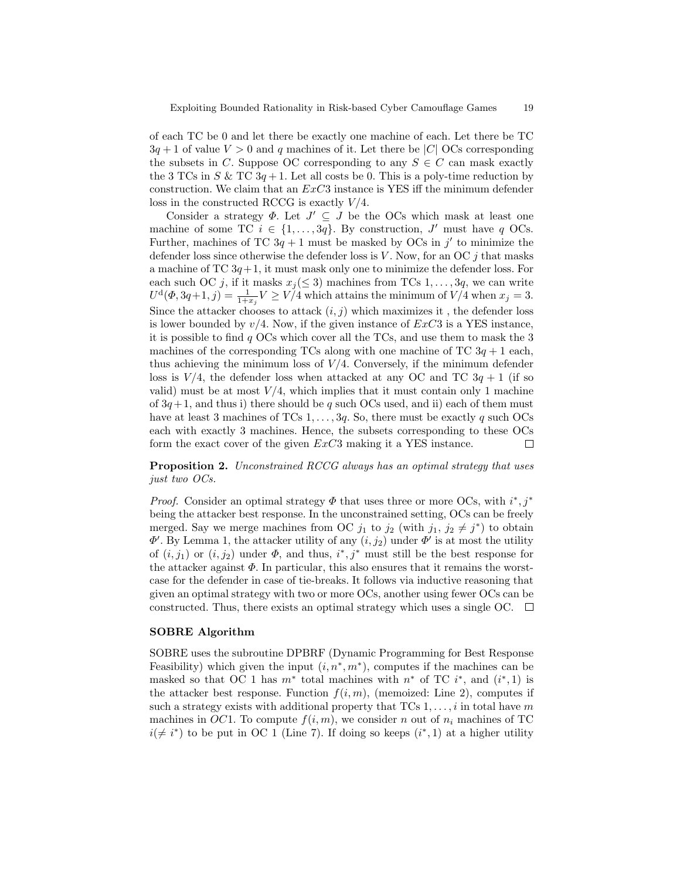of each TC be 0 and let there be exactly one machine of each. Let there be TC $3q+1$ of value $V > 0$ and $q$ machines of it. Let there be $|C|$ OCs corresponding the subsets in $C$. Suppose OC corresponding to any $S \in C$ can mask exactly the 3 TCs in $S$ & TC $3q+1$. Let all costs be 0. This is a poly-time reduction by construction. We claim that an $ExC3$ instance is YES iff the minimum defender loss in the constructed RCCG is exactly $V/4$.

Consider a strategy $\Phi$. Let $J' \subseteq J$ be the OCs which mask at least one machine of some TC $i \in \{1, \ldots, 3q\}$. By construction, $J'$ must have $q$ OCs. Further, machines of TC $3q+1$ must be masked by OCs in $j'$ to minimize the defender loss since otherwise the defender loss is $V$. Now, for an OC $j$ that masks a machine of TC $3q+1$, it must mask only one to minimize the defender loss. For each such OC $j$, if it masks $x_j (\leq 3)$ machines from TCs $1, \ldots, 3q$, we can write $U^{\mathrm{d}}(\Phi, 3q+1, j) = \frac{1}{1+x_j} V \geq V/4$ which attains the minimum of $V/4$ when $x_j = 3$. Since the attacker chooses to attack $(i, j)$ which maximizes it , the defender loss is lower bounded by $v/4$. Now, if the given instance of $ExC3$ is a YES instance, it is possible to find $q$ OCs which cover all the TCs, and use them to mask the 3 machines of the corresponding TCs along with one machine of TC $3q+1$ each, thus achieving the minimum loss of $V/4$. Conversely, if the minimum defender loss is $V/4$, the defender loss when attacked at any OC and TC $3q+1$ (if so valid) must be at most $V/4$, which implies that it must contain only 1 machine of $3q+1$, and thus i) there should be $q$ such OCs used, and ii) each of them must have at least 3 machines of TCs $1, \ldots, 3q$. So, there must be exactly $q$ such OCs each with exactly 3 machines. Hence, the subsets corresponding to these OCs form the exact cover of the given $ExC3$ making it a YES instance. □

**Proposition 2.** *Unconstrained RCCG always has an optimal strategy that uses just two OCs.*

*Proof.* Consider an optimal strategy $\Phi$ that uses three or more OCs, with $i^*, j^*$ being the attacker best response. In the unconstrained setting, OCs can be freely merged. Say we merge machines from OC $j_1$ to $j_2$ (with $j_1, j_2 \neq j^*$) to obtain $\Phi'$. By Lemma 1, the attacker utility of any $(i, j_2)$ under $\Phi'$ is at most the utility of $(i, j_1)$ or $(i, j_2)$ under $\Phi$, and thus, $i^*, j^*$ must still be the best response for the attacker against $\Phi$. In particular, this also ensures that it remains the worst-case for the defender in case of tie-breaks. It follows via inductive reasoning that given an optimal strategy with two or more OCs, another using fewer OCs can be constructed. Thus, there exists an optimal strategy which uses a single OC. □

**SOBRE Algorithm**

SOBRE uses the subroutine DPBRF (Dynamic Programming for Best Response Feasibility) which given the input $(i, n^*, m^*)$, computes if the machines can be masked so that OC 1 has $m^*$ total machines with $n^*$ of TC $i^*$, and $(i^*, 1)$ is the attacker best response. Function $f(i, m)$, (memoized: Line 2), computes if such a strategy exists with additional property that TCs $1, \ldots, i$ in total have $m$ machines in $OC1$. To compute $f(i, m)$, we consider $n$ out of $n_i$ machines of TC $i (\neq i^*)$ to be put in OC 1 (Line 7). If doing so keeps $(i^*, 1)$ at a higher utility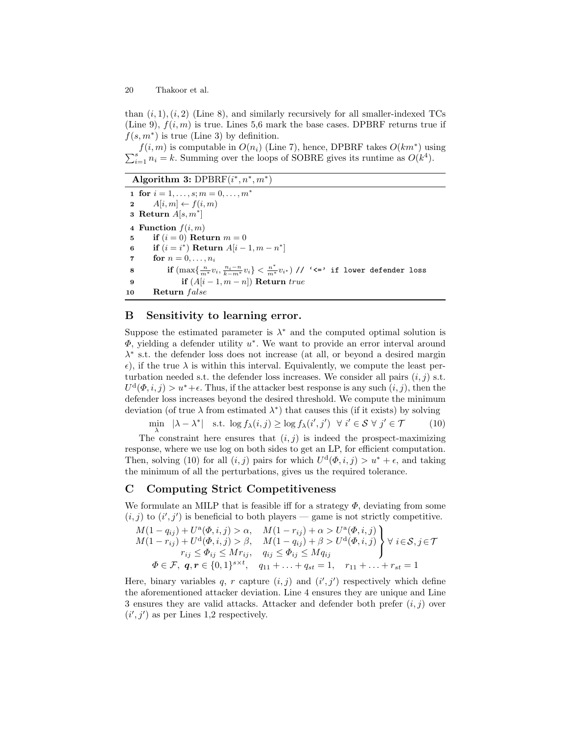than $(i,1),(i,2)$ (Line 8), and similarly recursively for all smaller-indexed TCs (Line 9), $f(i,m)$ is true. Lines 5,6 mark the base cases. DPBRF returns true if $f(s,m^*)$ is true (Line 3) by definition.

$f(i,m)$ is computable in $O(n_i)$ (Line 7), hence, DPBRF takes $O(km^*)$ using $\sum_{i=1}^{s} n_i = k$. Summing over the loops of SOBRE gives its runtime as $O(k^4)$.

**Algorithm 3:** DPBRF$(i^*, n^*, m^*)$

```
1  for i = 1, ..., s; m = 0, ..., m*
2      A[i, m] ← f(i, m)
3  Return A[s, m*]
4  Function f(i, m)
5      if (i = 0) Return m = 0
6      if (i = i*) Return A[i − 1, m − n*]
7      for n = 0, ..., n_i
8          if (max{(n/m*) v_i, ((n_i − n)/(k − m*)) v_i} < (n*/m*) v_{i*}) // '<=' if lower defender loss
9              if (A[i − 1, m − n]) Return true
10     Return false
```

## B Sensitivity to learning error.

Suppose the estimated parameter is $\lambda^*$ and the computed optimal solution is $\Phi$, yielding a defender utility $u^*$. We want to provide an error interval around $\lambda^*$ s.t. the defender loss does not increase (at all, or beyond a desired margin $\epsilon$), if the true $\lambda$ is within this interval. Equivalently, we compute the least perturbation needed s.t. the defender loss increases. We consider all pairs $(i,j)$ s.t. $U^{\mathrm{d}}(\Phi,i,j) > u^* + \epsilon$. Thus, if the attacker best response is any such $(i,j)$, then the defender loss increases beyond the desired threshold. We compute the minimum deviation (of true $\lambda$ from estimated $\lambda^*$) that causes this (if it exists) by solving

$$\min_{\lambda} \; |\lambda - \lambda^*| \quad \text{s.t. } \log f_\lambda(i,j) \geq \log f_\lambda(i',j') \;\; \forall\, i' \in \mathcal{S} \;\forall\, j' \in \mathcal{T} \tag{10}$$

The constraint here ensures that $(i,j)$ is indeed the prospect-maximizing response, where we use log on both sides to get an LP, for efficient computation. Then, solving (10) for all $(i,j)$ pairs for which $U^{\mathrm{d}}(\Phi,i,j) > u^* + \epsilon$, and taking the minimum of all the perturbations, gives us the required tolerance.

## C Computing Strict Competitiveness

We formulate an MILP that is feasible iff for a strategy $\Phi$, deviating from some $(i,j)$ to $(i',j')$ is beneficial to both players — game is not strictly competitive.

$$\left.\begin{array}{ll} M(1-q_{ij}) + U^{\mathrm{a}}(\Phi,i,j) > \alpha, & M(1-r_{ij}) + \alpha > U^{\mathrm{a}}(\Phi,i,j) \\ M(1-r_{ij}) + U^{\mathrm{d}}(\Phi,i,j) > \beta, & M(1-q_{ij}) + \beta > U^{\mathrm{d}}(\Phi,i,j) \\ r_{ij} \leq \Phi_{ij} \leq M r_{ij}, & q_{ij} \leq \Phi_{ij} \leq M q_{ij} \end{array}\right\} \forall\, i \in \mathcal{S}, j \in \mathcal{T}$$

$$\Phi \in \mathcal{F},\; \boldsymbol{q}, \boldsymbol{r} \in \{0,1\}^{s \times t}, \quad q_{11} + \ldots + q_{st} = 1, \quad r_{11} + \ldots + r_{st} = 1$$

Here, binary variables $q$, $r$ capture $(i,j)$ and $(i',j')$ respectively which define the aforementioned attacker deviation. Line 4 ensures they are unique and Line 3 ensures they are valid attacks. Attacker and defender both prefer $(i,j)$ over $(i',j')$ as per Lines 1,2 respectively.